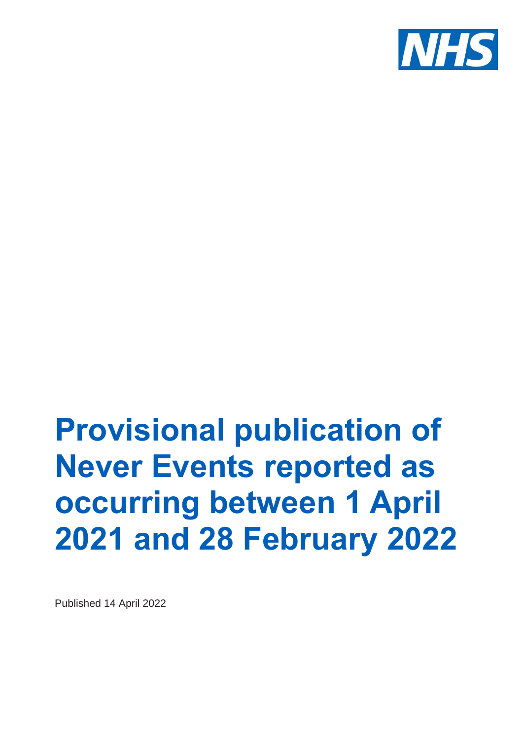NHS

# Provisional publication of Never Events reported as occurring between 1 April 2021 and 28 February 2022

Published 14 April 2022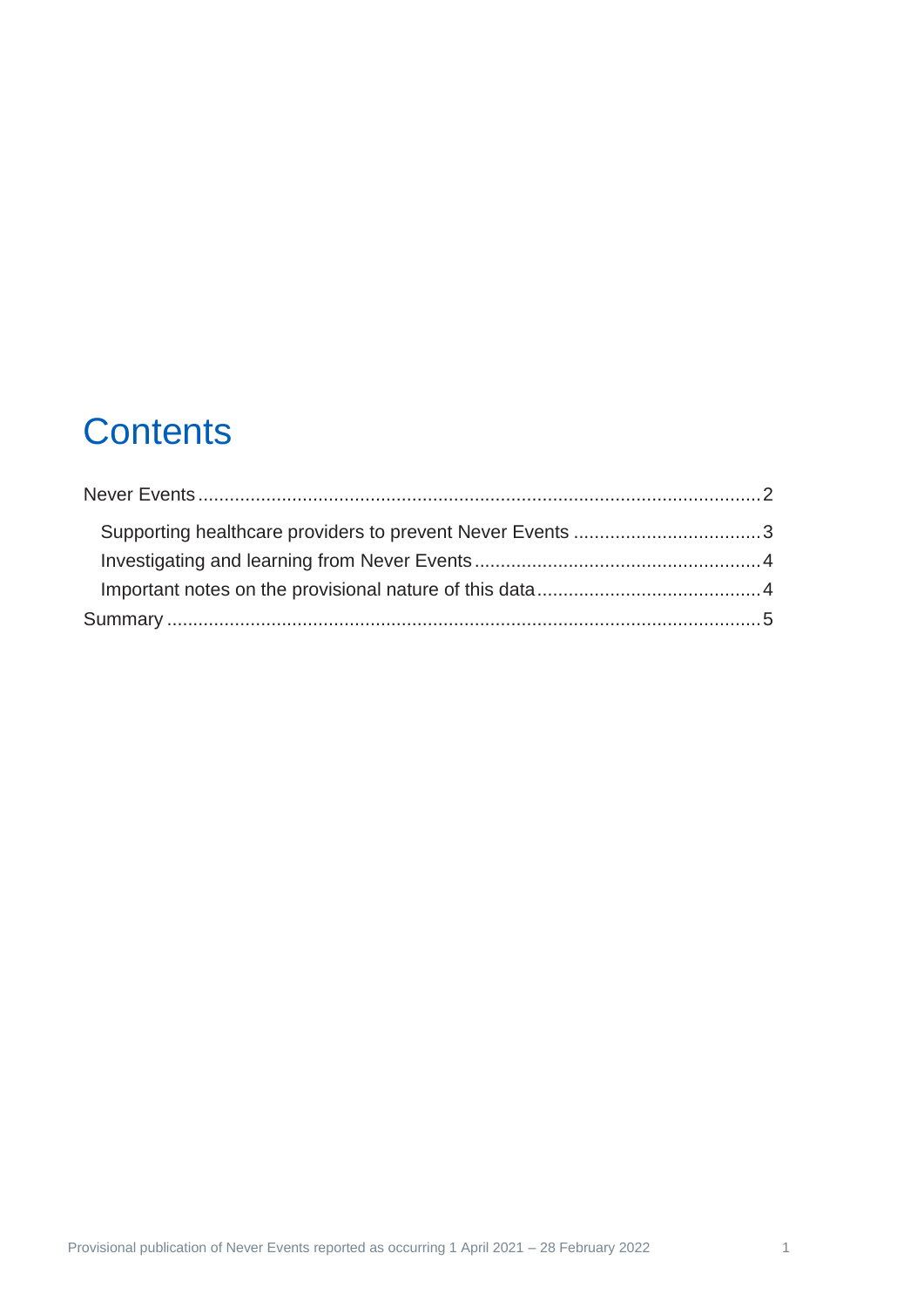# Contents

Never Events .......................................................................................................... 2

  Supporting healthcare providers to prevent Never Events .................................... 3

  Investigating and learning from Never Events ....................................................... 4

  Important notes on the provisional nature of this data ........................................... 4

Summary ................................................................................................................ 5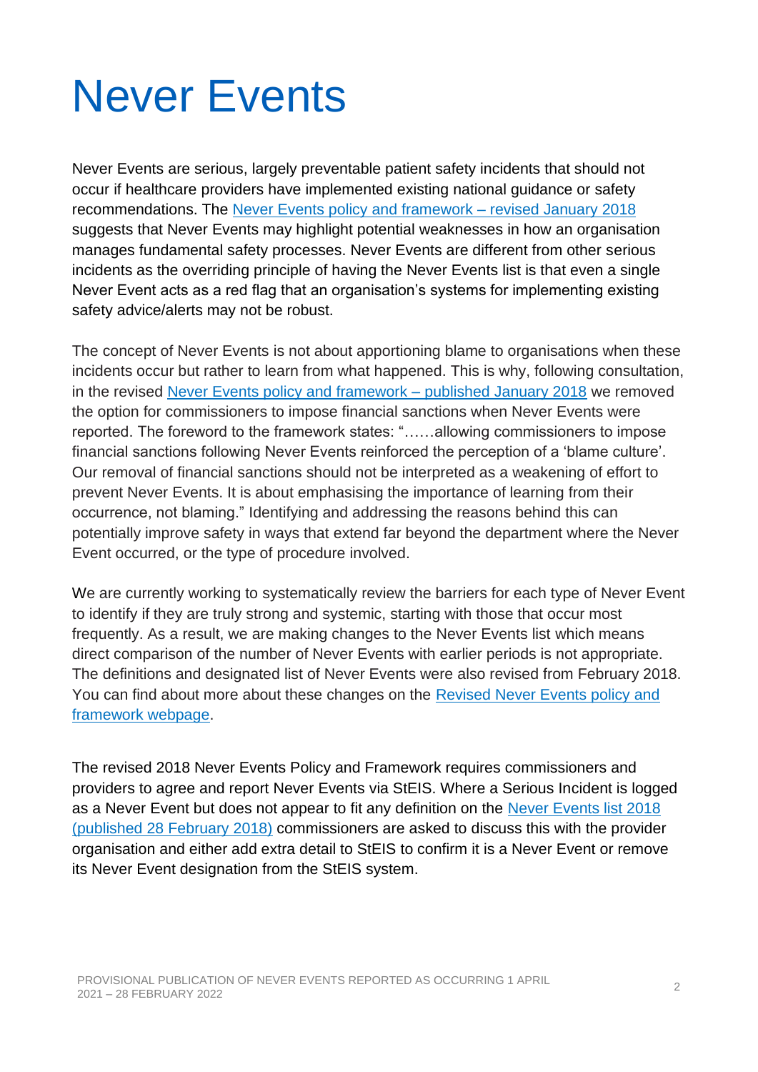# Never Events

Never Events are serious, largely preventable patient safety incidents that should not occur if healthcare providers have implemented existing national guidance or safety recommendations. The Never Events policy and framework – revised January 2018 suggests that Never Events may highlight potential weaknesses in how an organisation manages fundamental safety processes. Never Events are different from other serious incidents as the overriding principle of having the Never Events list is that even a single Never Event acts as a red flag that an organisation's systems for implementing existing safety advice/alerts may not be robust.

The concept of Never Events is not about apportioning blame to organisations when these incidents occur but rather to learn from what happened. This is why, following consultation, in the revised Never Events policy and framework – published January 2018 we removed the option for commissioners to impose financial sanctions when Never Events were reported. The foreword to the framework states: "……allowing commissioners to impose financial sanctions following Never Events reinforced the perception of a 'blame culture'. Our removal of financial sanctions should not be interpreted as a weakening of effort to prevent Never Events. It is about emphasising the importance of learning from their occurrence, not blaming." Identifying and addressing the reasons behind this can potentially improve safety in ways that extend far beyond the department where the Never Event occurred, or the type of procedure involved.

We are currently working to systematically review the barriers for each type of Never Event to identify if they are truly strong and systemic, starting with those that occur most frequently. As a result, we are making changes to the Never Events list which means direct comparison of the number of Never Events with earlier periods is not appropriate. The definitions and designated list of Never Events were also revised from February 2018. You can find about more about these changes on the Revised Never Events policy and framework webpage.

The revised 2018 Never Events Policy and Framework requires commissioners and providers to agree and report Never Events via StEIS. Where a Serious Incident is logged as a Never Event but does not appear to fit any definition on the Never Events list 2018 (published 28 February 2018) commissioners are asked to discuss this with the provider organisation and either add extra detail to StEIS to confirm it is a Never Event or remove its Never Event designation from the StEIS system.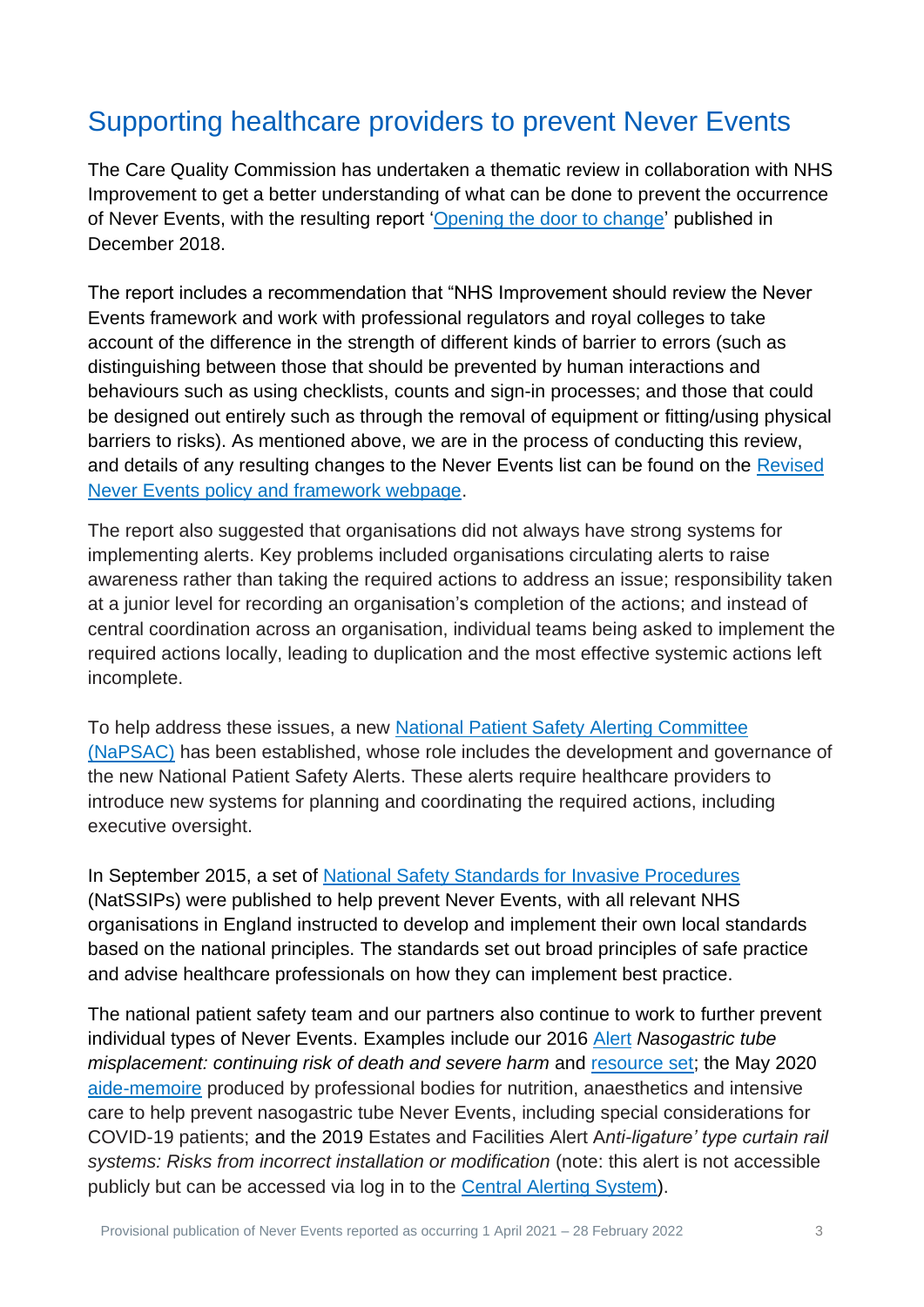## Supporting healthcare providers to prevent Never Events

The Care Quality Commission has undertaken a thematic review in collaboration with NHS Improvement to get a better understanding of what can be done to prevent the occurrence of Never Events, with the resulting report '[Opening the door to change]' published in December 2018.

The report includes a recommendation that "NHS Improvement should review the Never Events framework and work with professional regulators and royal colleges to take account of the difference in the strength of different kinds of barrier to errors (such as distinguishing between those that should be prevented by human interactions and behaviours such as using checklists, counts and sign-in processes; and those that could be designed out entirely such as through the removal of equipment or fitting/using physical barriers to risks). As mentioned above, we are in the process of conducting this review, and details of any resulting changes to the Never Events list can be found on the [Revised Never Events policy and framework webpage].

The report also suggested that organisations did not always have strong systems for implementing alerts. Key problems included organisations circulating alerts to raise awareness rather than taking the required actions to address an issue; responsibility taken at a junior level for recording an organisation's completion of the actions; and instead of central coordination across an organisation, individual teams being asked to implement the required actions locally, leading to duplication and the most effective systemic actions left incomplete.

To help address these issues, a new [National Patient Safety Alerting Committee (NaPSAC)] has been established, whose role includes the development and governance of the new National Patient Safety Alerts. These alerts require healthcare providers to introduce new systems for planning and coordinating the required actions, including executive oversight.

In September 2015, a set of [National Safety Standards for Invasive Procedures] (NatSSIPs) were published to help prevent Never Events, with all relevant NHS organisations in England instructed to develop and implement their own local standards based on the national principles. The standards set out broad principles of safe practice and advise healthcare professionals on how they can implement best practice.

The national patient safety team and our partners also continue to work to further prevent individual types of Never Events. Examples include our 2016 [Alert] *Nasogastric tube misplacement: continuing risk of death and severe harm* and [resource set]; the May 2020 [aide-memoire] produced by professional bodies for nutrition, anaesthetics and intensive care to help prevent nasogastric tube Never Events, including special considerations for COVID-19 patients; and the 2019 Estates and Facilities Alert A*nti-ligature' type curtain rail systems: Risks from incorrect installation or modification* (note: this alert is not accessible publicly but can be accessed via log in to the [Central Alerting System]).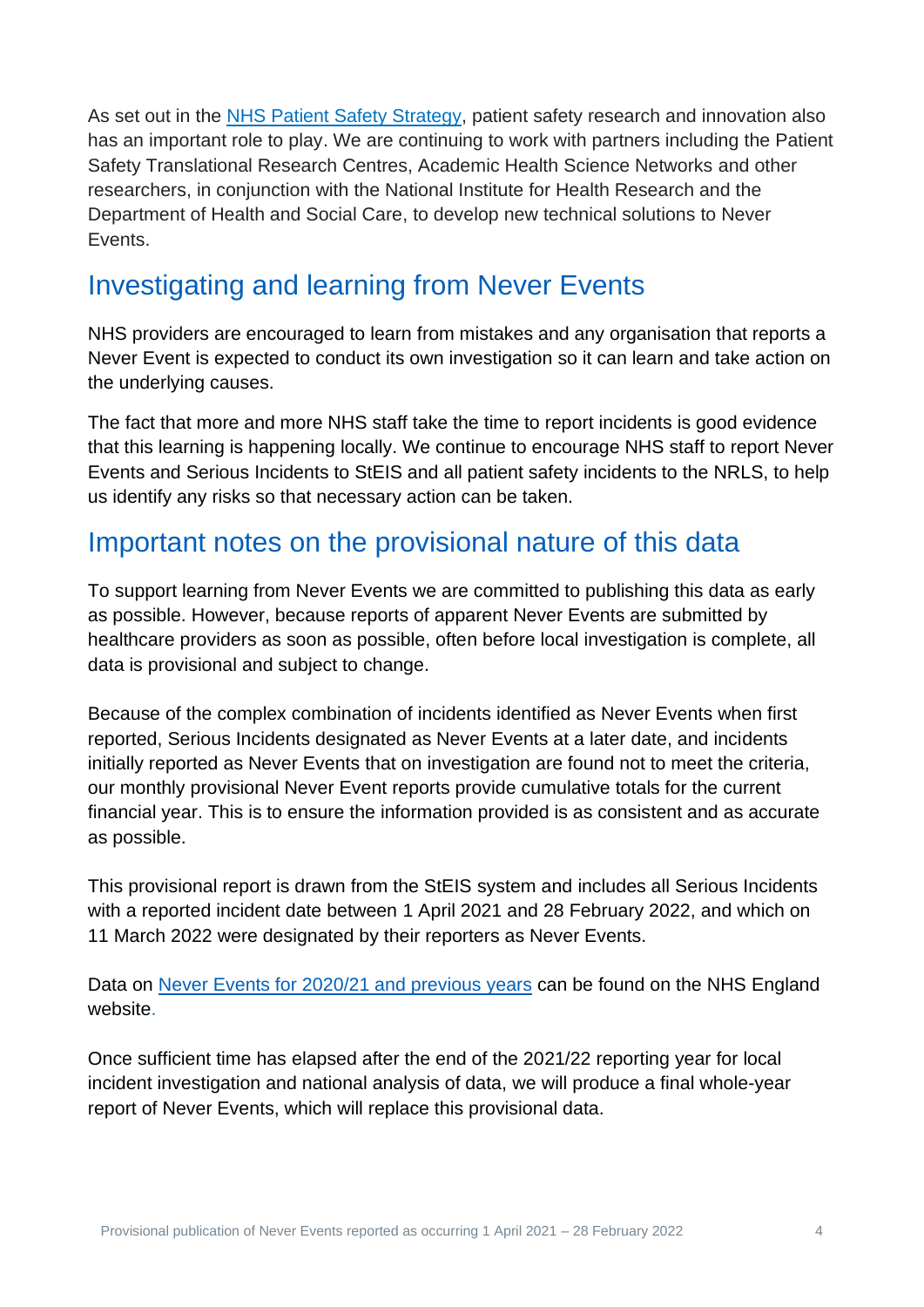As set out in the [NHS Patient Safety Strategy](), patient safety research and innovation also has an important role to play. We are continuing to work with partners including the Patient Safety Translational Research Centres, Academic Health Science Networks and other researchers, in conjunction with the National Institute for Health Research and the Department of Health and Social Care, to develop new technical solutions to Never Events.

## Investigating and learning from Never Events

NHS providers are encouraged to learn from mistakes and any organisation that reports a Never Event is expected to conduct its own investigation so it can learn and take action on the underlying causes.

The fact that more and more NHS staff take the time to report incidents is good evidence that this learning is happening locally. We continue to encourage NHS staff to report Never Events and Serious Incidents to StEIS and all patient safety incidents to the NRLS, to help us identify any risks so that necessary action can be taken.

## Important notes on the provisional nature of this data

To support learning from Never Events we are committed to publishing this data as early as possible. However, because reports of apparent Never Events are submitted by healthcare providers as soon as possible, often before local investigation is complete, all data is provisional and subject to change.

Because of the complex combination of incidents identified as Never Events when first reported, Serious Incidents designated as Never Events at a later date, and incidents initially reported as Never Events that on investigation are found not to meet the criteria, our monthly provisional Never Event reports provide cumulative totals for the current financial year. This is to ensure the information provided is as consistent and as accurate as possible.

This provisional report is drawn from the StEIS system and includes all Serious Incidents with a reported incident date between 1 April 2021 and 28 February 2022, and which on 11 March 2022 were designated by their reporters as Never Events.

Data on [Never Events for 2020/21 and previous years]() can be found on the NHS England website.

Once sufficient time has elapsed after the end of the 2021/22 reporting year for local incident investigation and national analysis of data, we will produce a final whole-year report of Never Events, which will replace this provisional data.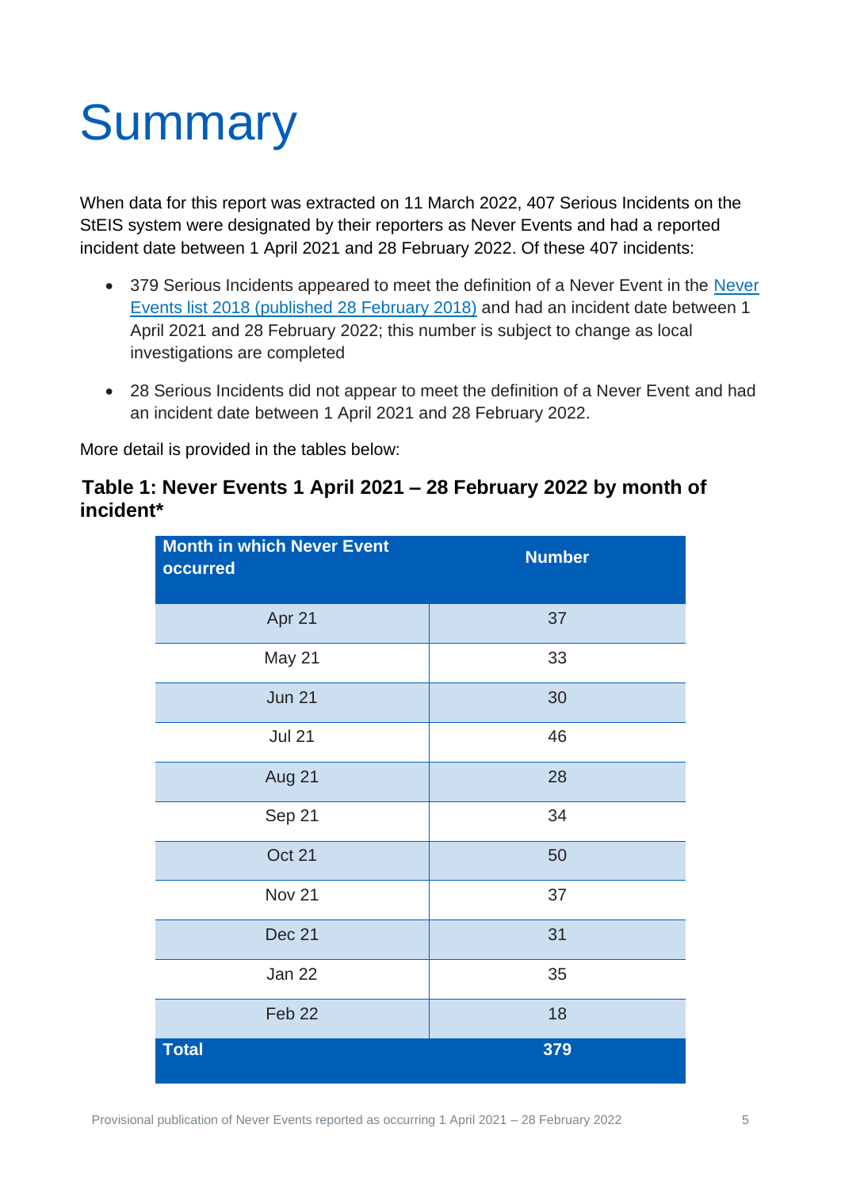# Summary

When data for this report was extracted on 11 March 2022, 407 Serious Incidents on the StEIS system were designated by their reporters as Never Events and had a reported incident date between 1 April 2021 and 28 February 2022. Of these 407 incidents:

- 379 Serious Incidents appeared to meet the definition of a Never Event in the [Never Events list 2018 (published 28 February 2018)]() and had an incident date between 1 April 2021 and 28 February 2022; this number is subject to change as local investigations are completed
- 28 Serious Incidents did not appear to meet the definition of a Never Event and had an incident date between 1 April 2021 and 28 February 2022.

More detail is provided in the tables below:

**Table 1: Never Events 1 April 2021 – 28 February 2022 by month of incident***

| Month in which Never Event occurred | Number |
|---|---|
| Apr 21 | 37 |
| May 21 | 33 |
| Jun 21 | 30 |
| Jul 21 | 46 |
| Aug 21 | 28 |
| Sep 21 | 34 |
| Oct 21 | 50 |
| Nov 21 | 37 |
| Dec 21 | 31 |
| Jan 22 | 35 |
| Feb 22 | 18 |
| **Total** | **379** |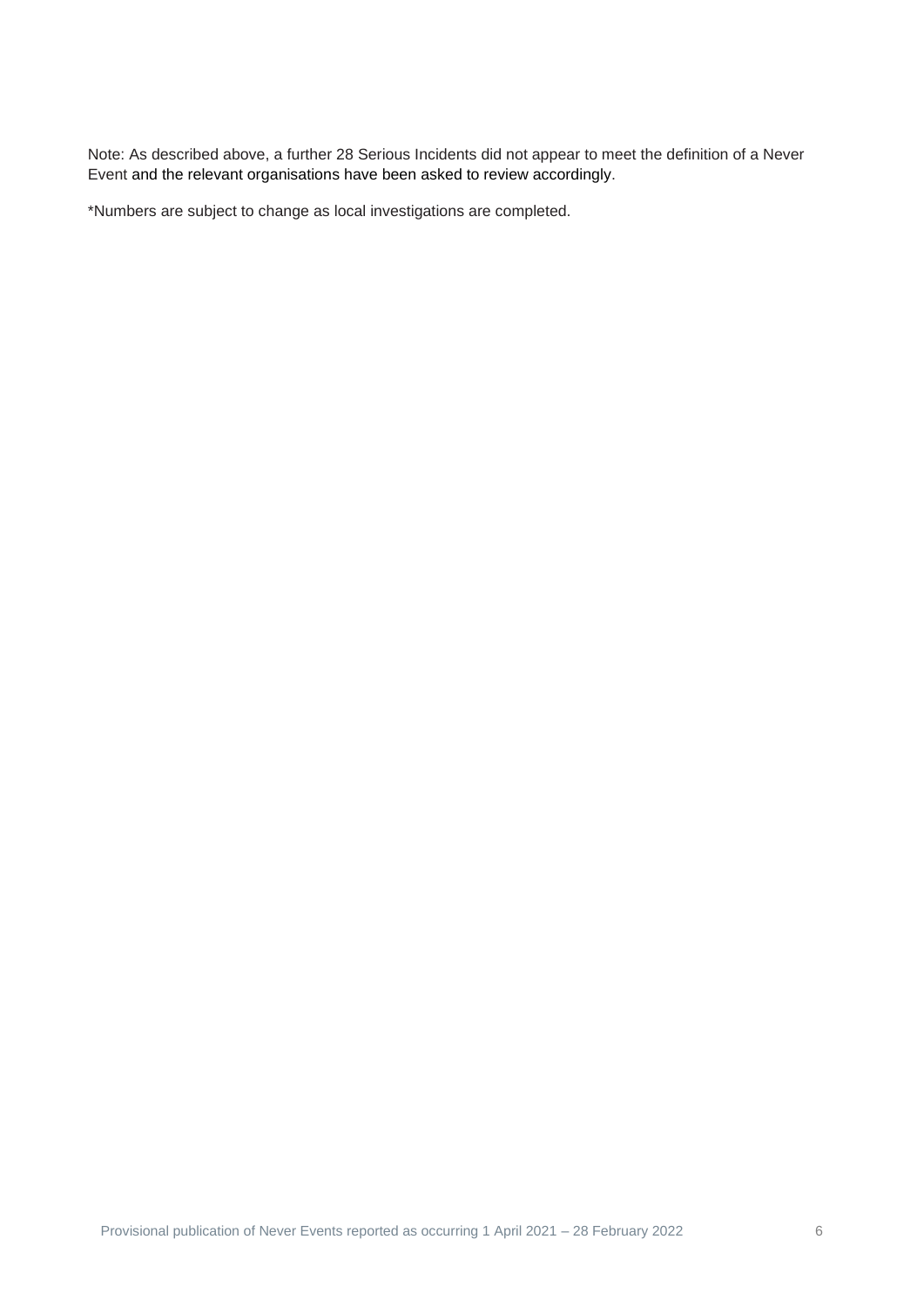Note: As described above, a further 28 Serious Incidents did not appear to meet the definition of a Never Event and the relevant organisations have been asked to review accordingly.

*Numbers are subject to change as local investigations are completed.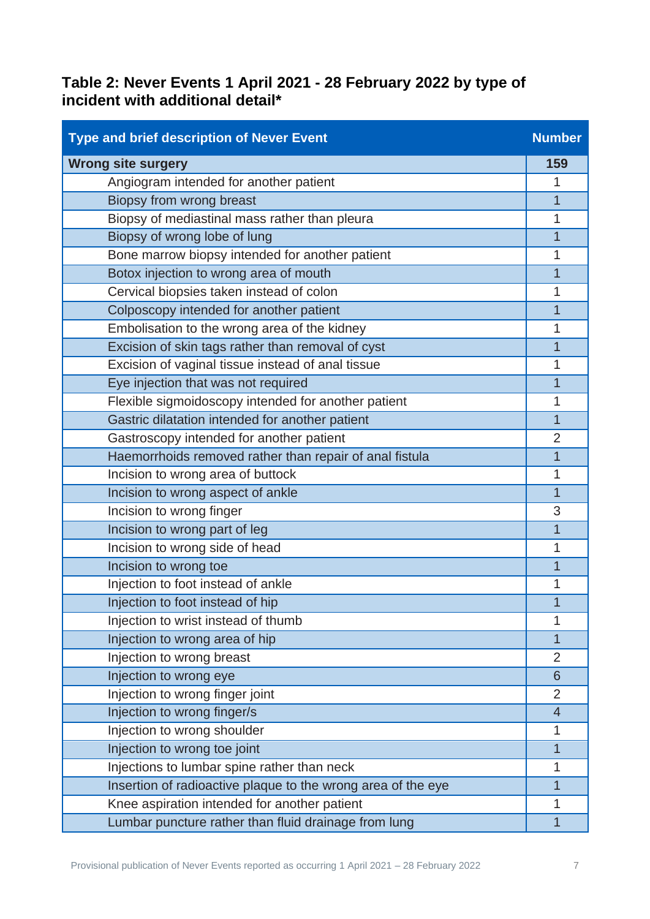### Table 2: Never Events 1 April 2021 - 28 February 2022 by type of incident with additional detail*

| Type and brief description of Never Event | Number |
|---|---|
| **Wrong site surgery** | **159** |
| Angiogram intended for another patient | 1 |
| Biopsy from wrong breast | 1 |
| Biopsy of mediastinal mass rather than pleura | 1 |
| Biopsy of wrong lobe of lung | 1 |
| Bone marrow biopsy intended for another patient | 1 |
| Botox injection to wrong area of mouth | 1 |
| Cervical biopsies taken instead of colon | 1 |
| Colposcopy intended for another patient | 1 |
| Embolisation to the wrong area of the kidney | 1 |
| Excision of skin tags rather than removal of cyst | 1 |
| Excision of vaginal tissue instead of anal tissue | 1 |
| Eye injection that was not required | 1 |
| Flexible sigmoidoscopy intended for another patient | 1 |
| Gastric dilatation intended for another patient | 1 |
| Gastroscopy intended for another patient | 2 |
| Haemorrhoids removed rather than repair of anal fistula | 1 |
| Incision to wrong area of buttock | 1 |
| Incision to wrong aspect of ankle | 1 |
| Incision to wrong finger | 3 |
| Incision to wrong part of leg | 1 |
| Incision to wrong side of head | 1 |
| Incision to wrong toe | 1 |
| Injection to foot instead of ankle | 1 |
| Injection to foot instead of hip | 1 |
| Injection to wrist instead of thumb | 1 |
| Injection to wrong area of hip | 1 |
| Injection to wrong breast | 2 |
| Injection to wrong eye | 6 |
| Injection to wrong finger joint | 2 |
| Injection to wrong finger/s | 4 |
| Injection to wrong shoulder | 1 |
| Injection to wrong toe joint | 1 |
| Injections to lumbar spine rather than neck | 1 |
| Insertion of radioactive plaque to the wrong area of the eye | 1 |
| Knee aspiration intended for another patient | 1 |
| Lumbar puncture rather than fluid drainage from lung | 1 |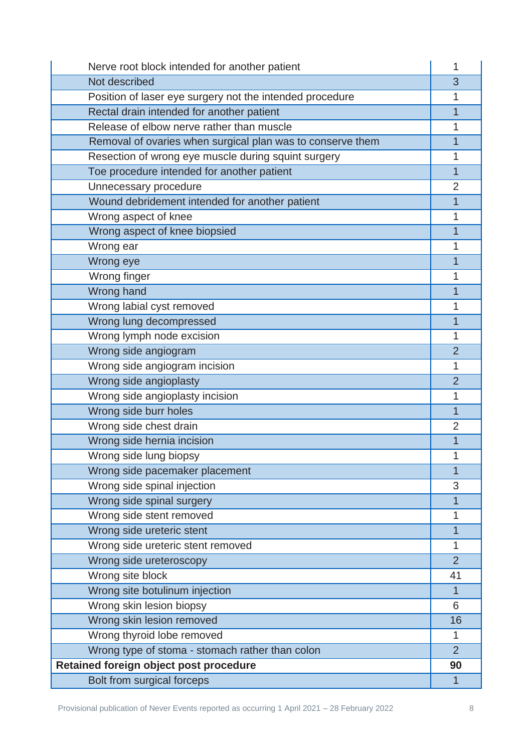| | |
|---|---|
| Nerve root block intended for another patient | 1 |
| Not described | 3 |
| Position of laser eye surgery not the intended procedure | 1 |
| Rectal drain intended for another patient | 1 |
| Release of elbow nerve rather than muscle | 1 |
| Removal of ovaries when surgical plan was to conserve them | 1 |
| Resection of wrong eye muscle during squint surgery | 1 |
| Toe procedure intended for another patient | 1 |
| Unnecessary procedure | 2 |
| Wound debridement intended for another patient | 1 |
| Wrong aspect of knee | 1 |
| Wrong aspect of knee biopsied | 1 |
| Wrong ear | 1 |
| Wrong eye | 1 |
| Wrong finger | 1 |
| Wrong hand | 1 |
| Wrong labial cyst removed | 1 |
| Wrong lung decompressed | 1 |
| Wrong lymph node excision | 1 |
| Wrong side angiogram | 2 |
| Wrong side angiogram incision | 1 |
| Wrong side angioplasty | 2 |
| Wrong side angioplasty incision | 1 |
| Wrong side burr holes | 1 |
| Wrong side chest drain | 2 |
| Wrong side hernia incision | 1 |
| Wrong side lung biopsy | 1 |
| Wrong side pacemaker placement | 1 |
| Wrong side spinal injection | 3 |
| Wrong side spinal surgery | 1 |
| Wrong side stent removed | 1 |
| Wrong side ureteric stent | 1 |
| Wrong side ureteric stent removed | 1 |
| Wrong side ureteroscopy | 2 |
| Wrong site block | 41 |
| Wrong site botulinum injection | 1 |
| Wrong skin lesion biopsy | 6 |
| Wrong skin lesion removed | 16 |
| Wrong thyroid lobe removed | 1 |
| Wrong type of stoma - stomach rather than colon | 2 |
| **Retained foreign object post procedure** | **90** |
| Bolt from surgical forceps | 1 |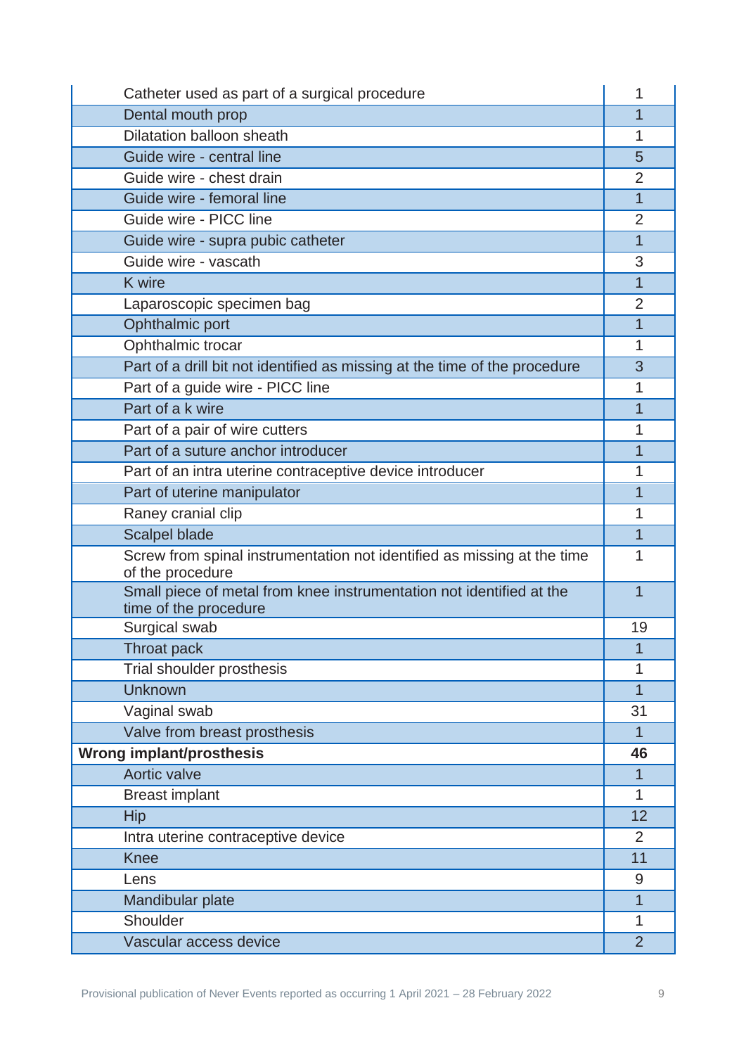| | |
|---|---|
| Catheter used as part of a surgical procedure | 1 |
| Dental mouth prop | 1 |
| Dilatation balloon sheath | 1 |
| Guide wire - central line | 5 |
| Guide wire - chest drain | 2 |
| Guide wire - femoral line | 1 |
| Guide wire - PICC line | 2 |
| Guide wire - supra pubic catheter | 1 |
| Guide wire - vascath | 3 |
| K wire | 1 |
| Laparoscopic specimen bag | 2 |
| Ophthalmic port | 1 |
| Ophthalmic trocar | 1 |
| Part of a drill bit not identified as missing at the time of the procedure | 3 |
| Part of a guide wire - PICC line | 1 |
| Part of a k wire | 1 |
| Part of a pair of wire cutters | 1 |
| Part of a suture anchor introducer | 1 |
| Part of an intra uterine contraceptive device introducer | 1 |
| Part of uterine manipulator | 1 |
| Raney cranial clip | 1 |
| Scalpel blade | 1 |
| Screw from spinal instrumentation not identified as missing at the time of the procedure | 1 |
| Small piece of metal from knee instrumentation not identified at the time of the procedure | 1 |
| Surgical swab | 19 |
| Throat pack | 1 |
| Trial shoulder prosthesis | 1 |
| Unknown | 1 |
| Vaginal swab | 31 |
| Valve from breast prosthesis | 1 |
| **Wrong implant/prosthesis** | **46** |
| Aortic valve | 1 |
| Breast implant | 1 |
| Hip | 12 |
| Intra uterine contraceptive device | 2 |
| Knee | 11 |
| Lens | 9 |
| Mandibular plate | 1 |
| Shoulder | 1 |
| Vascular access device | 2 |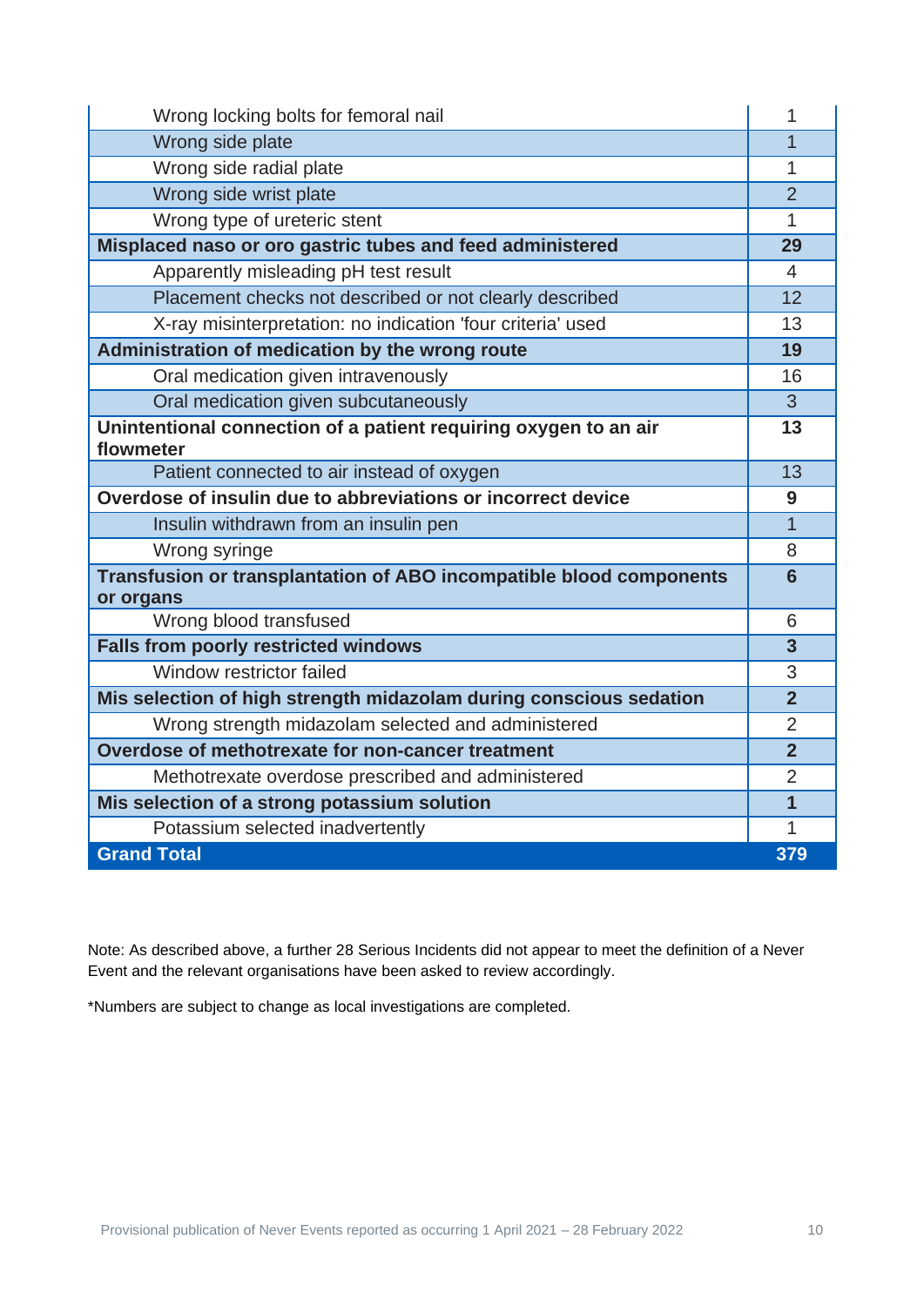| | |
|---|---|
| Wrong locking bolts for femoral nail | 1 |
| Wrong side plate | 1 |
| Wrong side radial plate | 1 |
| Wrong side wrist plate | 2 |
| Wrong type of ureteric stent | 1 |
| **Misplaced naso or oro gastric tubes and feed administered** | **29** |
| Apparently misleading pH test result | 4 |
| Placement checks not described or not clearly described | 12 |
| X-ray misinterpretation: no indication 'four criteria' used | 13 |
| **Administration of medication by the wrong route** | **19** |
| Oral medication given intravenously | 16 |
| Oral medication given subcutaneously | 3 |
| **Unintentional connection of a patient requiring oxygen to an air flowmeter** | **13** |
| Patient connected to air instead of oxygen | 13 |
| **Overdose of insulin due to abbreviations or incorrect device** | **9** |
| Insulin withdrawn from an insulin pen | 1 |
| Wrong syringe | 8 |
| **Transfusion or transplantation of ABO incompatible blood components or organs** | **6** |
| Wrong blood transfused | 6 |
| **Falls from poorly restricted windows** | **3** |
| Window restrictor failed | 3 |
| **Mis selection of high strength midazolam during conscious sedation** | **2** |
| Wrong strength midazolam selected and administered | 2 |
| **Overdose of methotrexate for non-cancer treatment** | **2** |
| Methotrexate overdose prescribed and administered | 2 |
| **Mis selection of a strong potassium solution** | **1** |
| Potassium selected inadvertently | 1 |
| **Grand Total** | **379** |

Note: As described above, a further 28 Serious Incidents did not appear to meet the definition of a Never Event and the relevant organisations have been asked to review accordingly.

*Numbers are subject to change as local investigations are completed.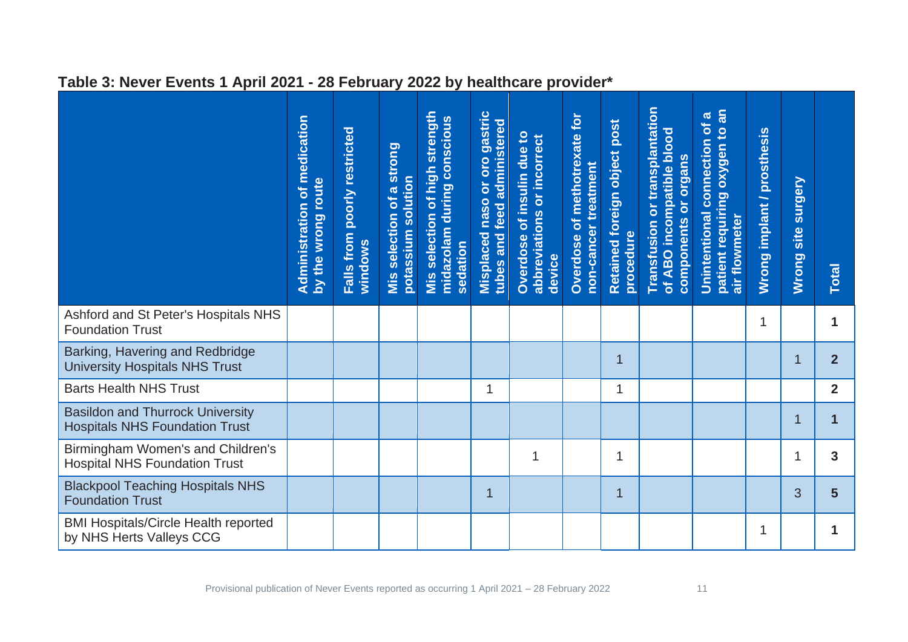## Table 3: Never Events 1 April 2021 - 28 February 2022 by healthcare provider*

| | Administration of medication by the wrong route | Falls from poorly restricted windows | Mis selection of a strong potassium solution | Mis selection of high strength midazolam during conscious sedation | Misplaced naso or oro gastric tubes and feed administered | Overdose of insulin due to abbreviations or incorrect device | Overdose of methotrexate for non-cancer treatment | Retained foreign object post procedure | Transfusion or transplantation of ABO incompatible blood components or organs | Unintentional connection of a patient requiring oxygen to an air flowmeter | Wrong implant / prosthesis | Wrong site surgery | Total |
|---|---|---|---|---|---|---|---|---|---|---|---|---|---|
| Ashford and St Peter's Hospitals NHS Foundation Trust | | | | | | | | | | | 1 | | **1** |
| Barking, Havering and Redbridge University Hospitals NHS Trust | | | | | | | | 1 | | | | 1 | **2** |
| Barts Health NHS Trust | | | | | 1 | | | 1 | | | | | **2** |
| Basildon and Thurrock University Hospitals NHS Foundation Trust | | | | | | | | | | | | 1 | **1** |
| Birmingham Women's and Children's Hospital NHS Foundation Trust | | | | | | 1 | | 1 | | | | 1 | **3** |
| Blackpool Teaching Hospitals NHS Foundation Trust | | | | | 1 | | | 1 | | | | 3 | **5** |
| BMI Hospitals/Circle Health reported by NHS Herts Valleys CCG | | | | | | | | | | | 1 | | **1** |

Provisional publication of Never Events reported as occurring 1 April 2021 – 28 February 2022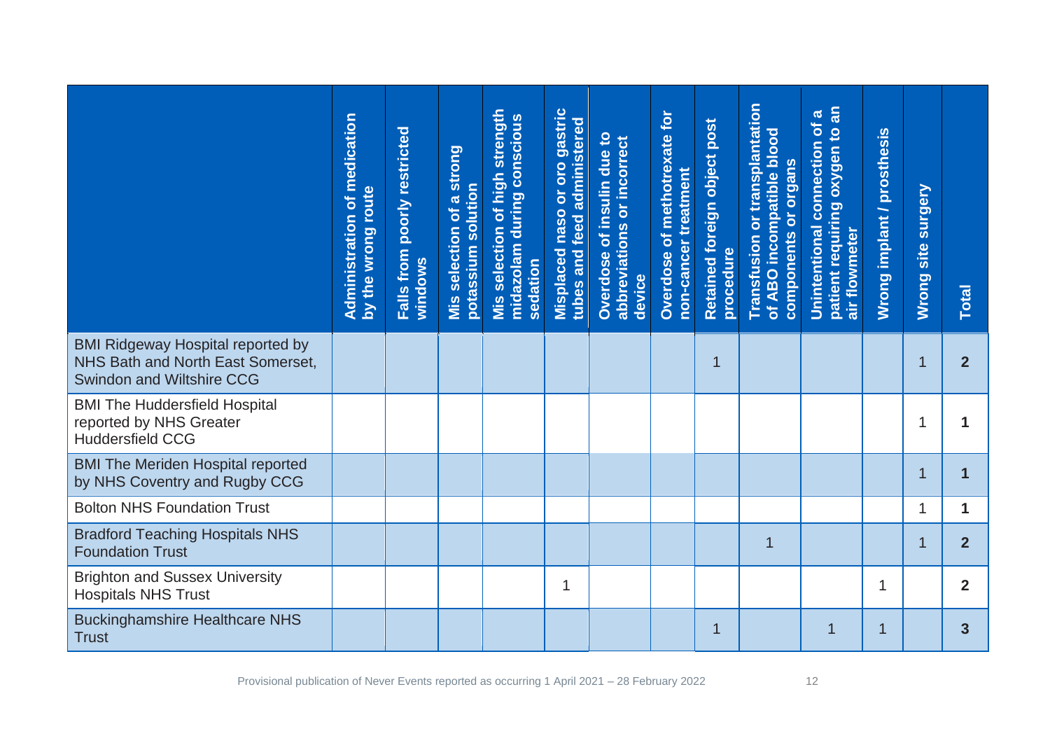| | Administration of medication by the wrong route | Falls from poorly restricted windows | Mis selection of a strong potassium solution | Mis selection of high strength midazolam during conscious sedation | Misplaced naso or oro gastric tubes and feed administered | Overdose of insulin due to abbreviations or incorrect device | Overdose of methotrexate for non-cancer treatment | Retained foreign object post procedure | Transfusion or transplantation of ABO incompatible blood components or organs | Unintentional connection of a patient requiring oxygen to an air flowmeter | Wrong implant / prosthesis | Wrong site surgery | Total |
|---|---|---|---|---|---|---|---|---|---|---|---|---|---|
| BMI Ridgeway Hospital reported by NHS Bath and North East Somerset, Swindon and Wiltshire CCG | | | | | | | | 1 | | | | 1 | **2** |
| BMI The Huddersfield Hospital reported by NHS Greater Huddersfield CCG | | | | | | | | | | | | 1 | **1** |
| BMI The Meriden Hospital reported by NHS Coventry and Rugby CCG | | | | | | | | | | | | 1 | **1** |
| Bolton NHS Foundation Trust | | | | | | | | | | | | 1 | **1** |
| Bradford Teaching Hospitals NHS Foundation Trust | | | | | | | | | 1 | | | 1 | **2** |
| Brighton and Sussex University Hospitals NHS Trust | | | | | 1 | | | | | | 1 | | **2** |
| Buckinghamshire Healthcare NHS Trust | | | | | | | | 1 | | 1 | 1 | | **3** |

Provisional publication of Never Events reported as occurring 1 April 2021 – 28 February 2022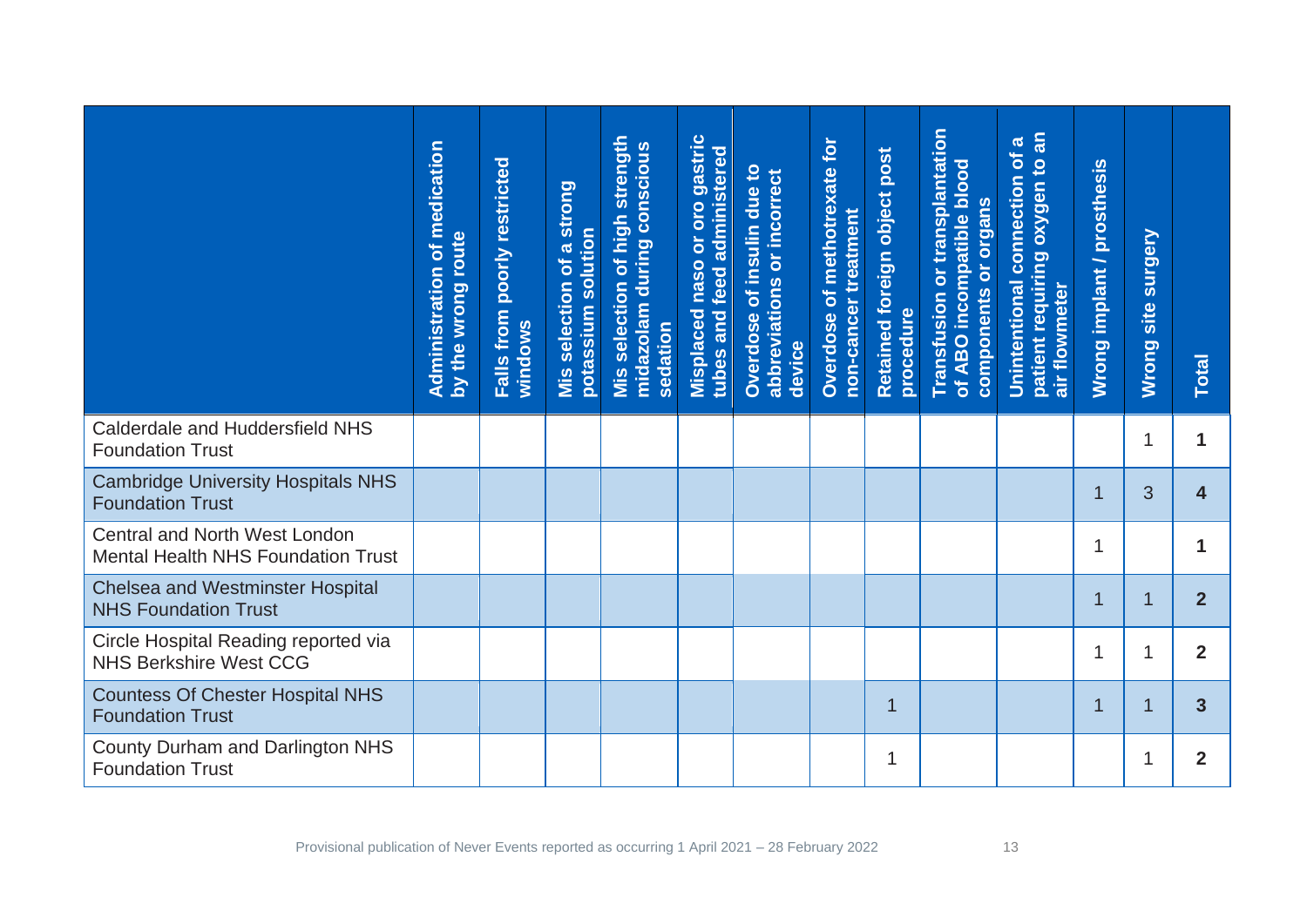| | Administration of medication by the wrong route | Falls from poorly restricted windows | Mis selection of a strong potassium solution | Mis selection of high strength midazolam during conscious sedation | Misplaced naso or oro gastric tubes and feed administered | Overdose of insulin due to abbreviations or incorrect device | Overdose of methotrexate for non-cancer treatment | Retained foreign object post procedure | Transfusion or transplantation of ABO incompatible blood components or organs | Unintentional connection of a patient requiring oxygen to an air flowmeter | Wrong implant / prosthesis | Wrong site surgery | Total |
|---|---|---|---|---|---|---|---|---|---|---|---|---|---|
| Calderdale and Huddersfield NHS Foundation Trust | | | | | | | | | | | | 1 | **1** |
| Cambridge University Hospitals NHS Foundation Trust | | | | | | | | | | | 1 | 3 | **4** |
| Central and North West London Mental Health NHS Foundation Trust | | | | | | | | | | | 1 | | **1** |
| Chelsea and Westminster Hospital NHS Foundation Trust | | | | | | | | | | | 1 | 1 | **2** |
| Circle Hospital Reading reported via NHS Berkshire West CCG | | | | | | | | | | | 1 | 1 | **2** |
| Countess Of Chester Hospital NHS Foundation Trust | | | | | | | | 1 | | | 1 | 1 | **3** |
| County Durham and Darlington NHS Foundation Trust | | | | | | | | 1 | | | | 1 | **2** |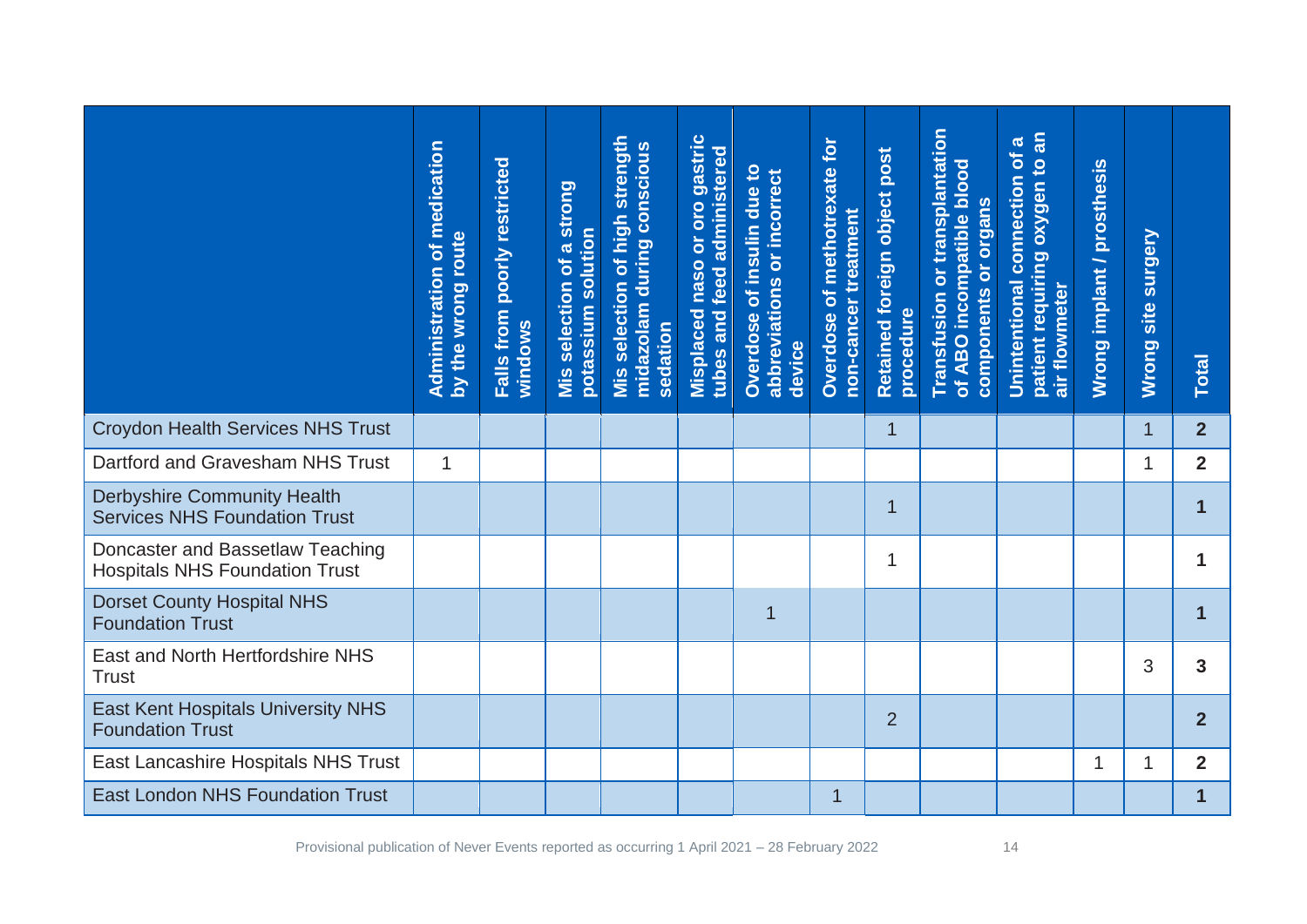| | Administration of medication by the wrong route | Falls from poorly restricted windows | Mis selection of a strong potassium solution | Mis selection of high strength midazolam during conscious sedation | Misplaced naso or oro gastric tubes and feed administered | Overdose of insulin due to abbreviations or incorrect device | Overdose of methotrexate for non-cancer treatment | Retained foreign object post procedure | Transfusion or transplantation of ABO incompatible blood components or organs | Unintentional connection of a patient requiring oxygen to an air flowmeter | Wrong implant / prosthesis | Wrong site surgery | Total |
|---|---|---|---|---|---|---|---|---|---|---|---|---|---|
| Croydon Health Services NHS Trust | | | | | | | | 1 | | | | 1 | **2** |
| Dartford and Gravesham NHS Trust | 1 | | | | | | | | | | | 1 | **2** |
| Derbyshire Community Health Services NHS Foundation Trust | | | | | | | | 1 | | | | | **1** |
| Doncaster and Bassetlaw Teaching Hospitals NHS Foundation Trust | | | | | | | | 1 | | | | | **1** |
| Dorset County Hospital NHS Foundation Trust | | | | | | 1 | | | | | | | **1** |
| East and North Hertfordshire NHS Trust | | | | | | | | | | | | 3 | **3** |
| East Kent Hospitals University NHS Foundation Trust | | | | | | | | 2 | | | | | **2** |
| East Lancashire Hospitals NHS Trust | | | | | | | | | | | 1 | 1 | **2** |
| East London NHS Foundation Trust | | | | | | | 1 | | | | | | **1** |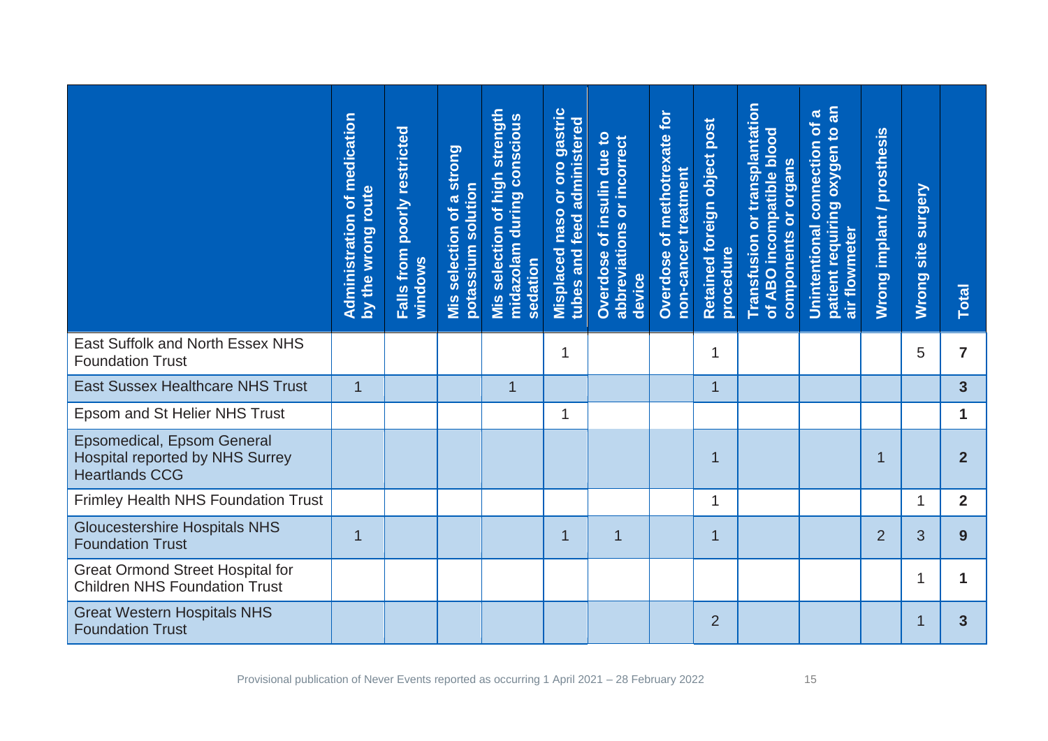| | Administration of medication by the wrong route | Falls from poorly restricted windows | Mis selection of a strong potassium solution | Mis selection of high strength midazolam during conscious sedation | Misplaced naso or oro gastric tubes and feed administered | Overdose of insulin due to abbreviations or incorrect device | Overdose of methotrexate for non-cancer treatment | Retained foreign object post procedure | Transfusion or transplantation of ABO incompatible blood components or organs | Unintentional connection of a patient requiring oxygen to an air flowmeter | Wrong implant / prosthesis | Wrong site surgery | Total |
|---|---|---|---|---|---|---|---|---|---|---|---|---|---|
| East Suffolk and North Essex NHS Foundation Trust | | | | | 1 | | | 1 | | | | 5 | **7** |
| East Sussex Healthcare NHS Trust | 1 | | | 1 | | | | 1 | | | | | **3** |
| Epsom and St Helier NHS Trust | | | | | 1 | | | | | | | | **1** |
| Epsomedical, Epsom General Hospital reported by NHS Surrey Heartlands CCG | | | | | | | | 1 | | | 1 | | **2** |
| Frimley Health NHS Foundation Trust | | | | | | | | 1 | | | | 1 | **2** |
| Gloucestershire Hospitals NHS Foundation Trust | 1 | | | | 1 | 1 | | 1 | | | 2 | 3 | **9** |
| Great Ormond Street Hospital for Children NHS Foundation Trust | | | | | | | | | | | | 1 | **1** |
| Great Western Hospitals NHS Foundation Trust | | | | | | | | 2 | | | | 1 | **3** |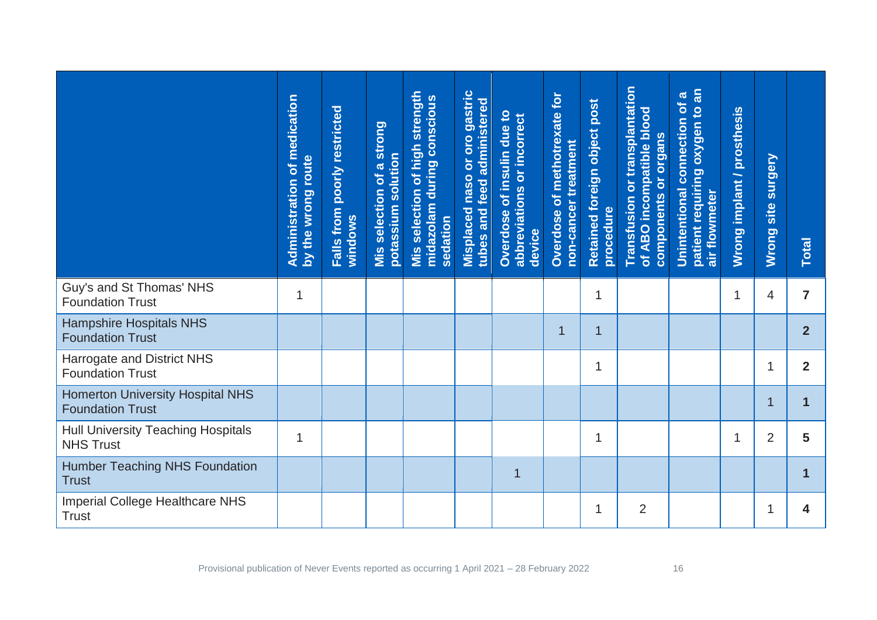| | Administration of medication by the wrong route | Falls from poorly restricted windows | Mis selection of a strong potassium solution | Mis selection of high strength midazolam during conscious sedation | Misplaced naso or oro gastric tubes and feed administered | Overdose of insulin due to abbreviations or incorrect device | Overdose of methotrexate for non-cancer treatment | Retained foreign object post procedure | Transfusion or transplantation of ABO incompatible blood components or organs | Unintentional connection of a patient requiring oxygen to an air flowmeter | Wrong implant / prosthesis | Wrong site surgery | Total |
|---|---|---|---|---|---|---|---|---|---|---|---|---|---|
| Guy's and St Thomas' NHS Foundation Trust | 1 | | | | | | | 1 | | | 1 | 4 | **7** |
| Hampshire Hospitals NHS Foundation Trust | | | | | | | 1 | 1 | | | | | **2** |
| Harrogate and District NHS Foundation Trust | | | | | | | | 1 | | | | 1 | **2** |
| Homerton University Hospital NHS Foundation Trust | | | | | | | | | | | | 1 | **1** |
| Hull University Teaching Hospitals NHS Trust | 1 | | | | | | | 1 | | | 1 | 2 | **5** |
| Humber Teaching NHS Foundation Trust | | | | | | 1 | | | | | | | **1** |
| Imperial College Healthcare NHS Trust | | | | | | | | 1 | 2 | | | 1 | **4** |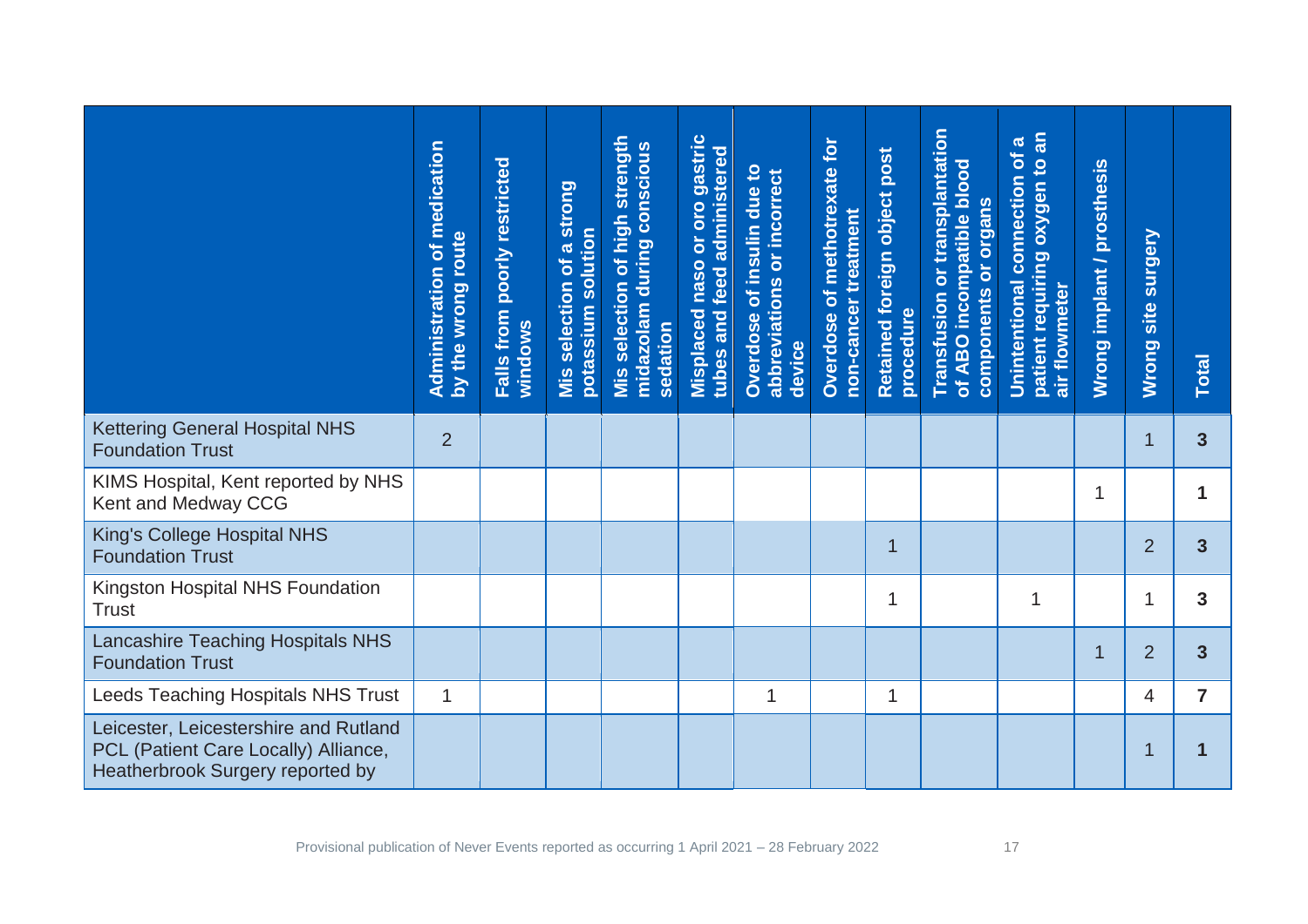| | Administration of medication by the wrong route | Falls from poorly restricted windows | Mis selection of a strong potassium solution | Mis selection of high strength midazolam during conscious sedation | Misplaced naso or oro gastric tubes and feed administered | Overdose of insulin due to abbreviations or incorrect device | Overdose of methotrexate for non-cancer treatment | Retained foreign object post procedure | Transfusion or transplantation of ABO incompatible blood components or organs | Unintentional connection of a patient requiring oxygen to an air flowmeter | Wrong implant / prosthesis | Wrong site surgery | Total |
|---|---|---|---|---|---|---|---|---|---|---|---|---|---|
| Kettering General Hospital NHS Foundation Trust | 2 | | | | | | | | | | | 1 | **3** |
| KIMS Hospital, Kent reported by NHS Kent and Medway CCG | | | | | | | | | | | 1 | | **1** |
| King's College Hospital NHS Foundation Trust | | | | | | | | 1 | | | | 2 | **3** |
| Kingston Hospital NHS Foundation Trust | | | | | | | | 1 | | 1 | | 1 | **3** |
| Lancashire Teaching Hospitals NHS Foundation Trust | | | | | | | | | | | 1 | 2 | **3** |
| Leeds Teaching Hospitals NHS Trust | 1 | | | | | 1 | | 1 | | | | 4 | **7** |
| Leicester, Leicestershire and Rutland PCL (Patient Care Locally) Alliance, Heatherbrook Surgery reported by | | | | | | | | | | | | 1 | **1** |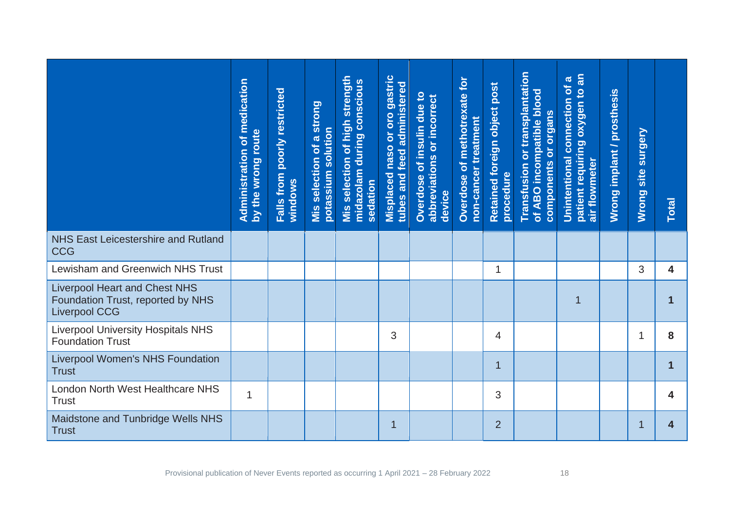| | Administration of medication by the wrong route | Falls from poorly restricted windows | Mis selection of a strong potassium solution | Mis selection of high strength midazolam during conscious sedation | Misplaced naso or oro gastric tubes and feed administered | Overdose of insulin due to abbreviations or incorrect device | Overdose of methotrexate for non-cancer treatment | Retained foreign object post procedure | Transfusion or transplantation of ABO incompatible blood components or organs | Unintentional connection of a patient requiring oxygen to an air flowmeter | Wrong implant / prosthesis | Wrong site surgery | Total |
|---|---|---|---|---|---|---|---|---|---|---|---|---|---|
| NHS East Leicestershire and Rutland CCG | | | | | | | | | | | | | |
| Lewisham and Greenwich NHS Trust | | | | | | | | 1 | | | | 3 | **4** |
| Liverpool Heart and Chest NHS Foundation Trust, reported by NHS Liverpool CCG | | | | | | | | | | 1 | | | **1** |
| Liverpool University Hospitals NHS Foundation Trust | | | | | 3 | | | 4 | | | | 1 | **8** |
| Liverpool Women's NHS Foundation Trust | | | | | | | | 1 | | | | | **1** |
| London North West Healthcare NHS Trust | 1 | | | | | | | 3 | | | | | **4** |
| Maidstone and Tunbridge Wells NHS Trust | | | | | 1 | | | 2 | | | | 1 | **4** |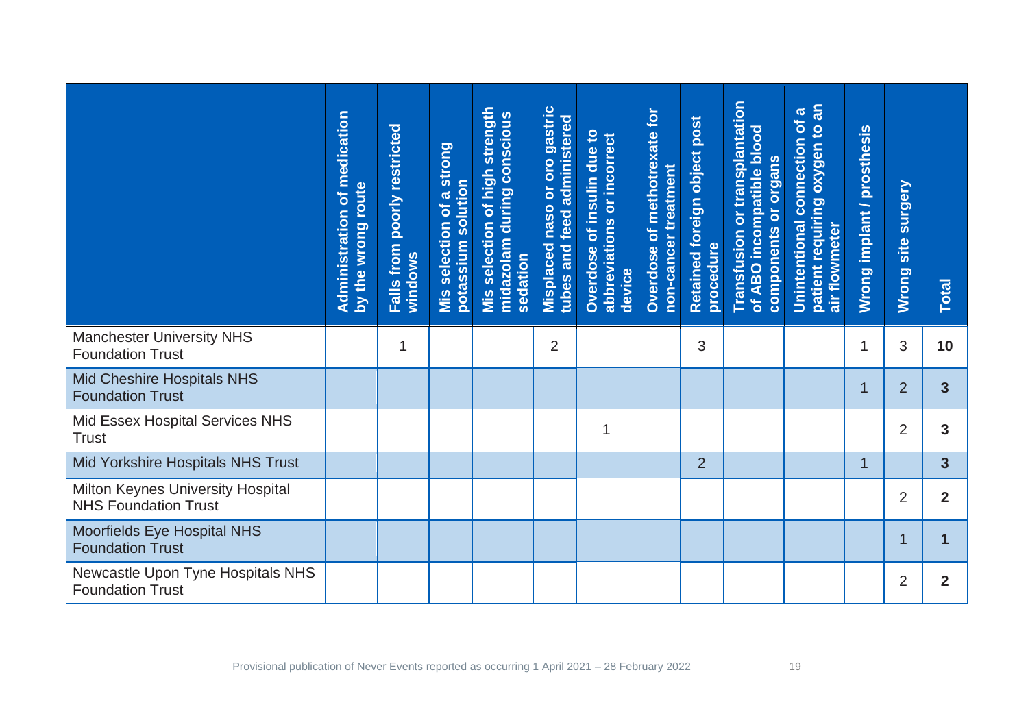| | Administration of medication by the wrong route | Falls from poorly restricted windows | Mis selection of a strong potassium solution | Mis selection of high strength midazolam during conscious sedation | Misplaced naso or oro gastric tubes and feed administered | Overdose of insulin due to abbreviations or incorrect device | Overdose of methotrexate for non-cancer treatment | Retained foreign object post procedure | Transfusion or transplantation of ABO incompatible blood components or organs | Unintentional connection of a patient requiring oxygen to an air flowmeter | Wrong implant / prosthesis | Wrong site surgery | Total |
|---|---|---|---|---|---|---|---|---|---|---|---|---|---|
| Manchester University NHS Foundation Trust | | 1 | | | 2 | | | 3 | | | 1 | 3 | **10** |
| Mid Cheshire Hospitals NHS Foundation Trust | | | | | | | | | | | 1 | 2 | **3** |
| Mid Essex Hospital Services NHS Trust | | | | | | 1 | | | | | | 2 | **3** |
| Mid Yorkshire Hospitals NHS Trust | | | | | | | | 2 | | | 1 | | **3** |
| Milton Keynes University Hospital NHS Foundation Trust | | | | | | | | | | | | 2 | **2** |
| Moorfields Eye Hospital NHS Foundation Trust | | | | | | | | | | | | 1 | **1** |
| Newcastle Upon Tyne Hospitals NHS Foundation Trust | | | | | | | | | | | | 2 | **2** |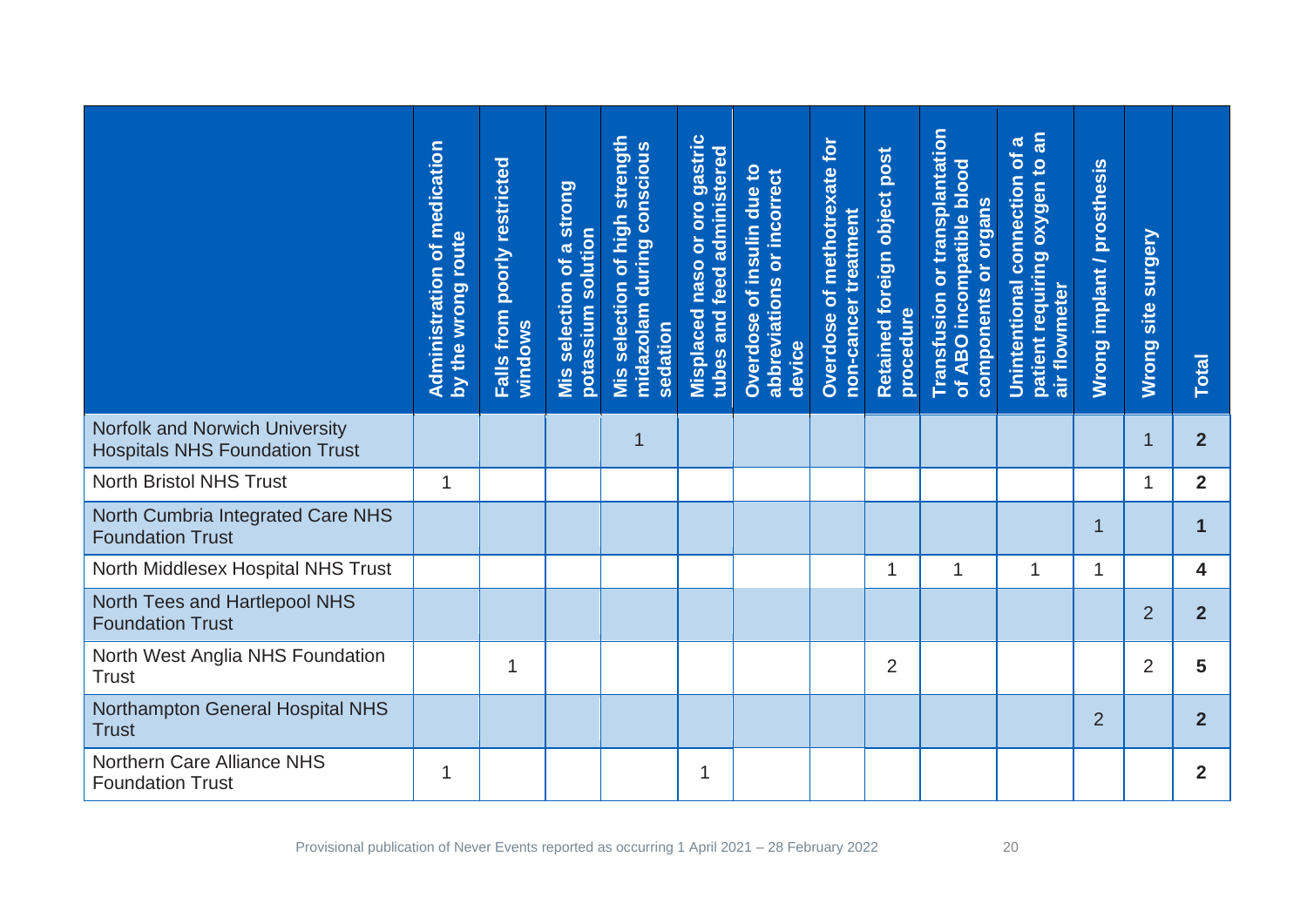| | Administration of medication by the wrong route | Falls from poorly restricted windows | Mis selection of a strong potassium solution | Mis selection of high strength midazolam during conscious sedation | Misplaced naso or oro gastric tubes and feed administered | Overdose of insulin due to abbreviations or incorrect device | Overdose of methotrexate for non-cancer treatment | Retained foreign object post procedure | Transfusion or transplantation of ABO incompatible blood components or organs | Unintentional connection of a patient requiring oxygen to an air flowmeter | Wrong implant / prosthesis | Wrong site surgery | Total |
|---|---|---|---|---|---|---|---|---|---|---|---|---|---|
| Norfolk and Norwich University Hospitals NHS Foundation Trust | | | | 1 | | | | | | | | 1 | **2** |
| North Bristol NHS Trust | 1 | | | | | | | | | | | 1 | **2** |
| North Cumbria Integrated Care NHS Foundation Trust | | | | | | | | | | | 1 | | **1** |
| North Middlesex Hospital NHS Trust | | | | | | | | 1 | 1 | 1 | 1 | | **4** |
| North Tees and Hartlepool NHS Foundation Trust | | | | | | | | | | | | 2 | **2** |
| North West Anglia NHS Foundation Trust | | 1 | | | | | | 2 | | | | 2 | **5** |
| Northampton General Hospital NHS Trust | | | | | | | | | | | 2 | | **2** |
| Northern Care Alliance NHS Foundation Trust | 1 | | | | 1 | | | | | | | | **2** |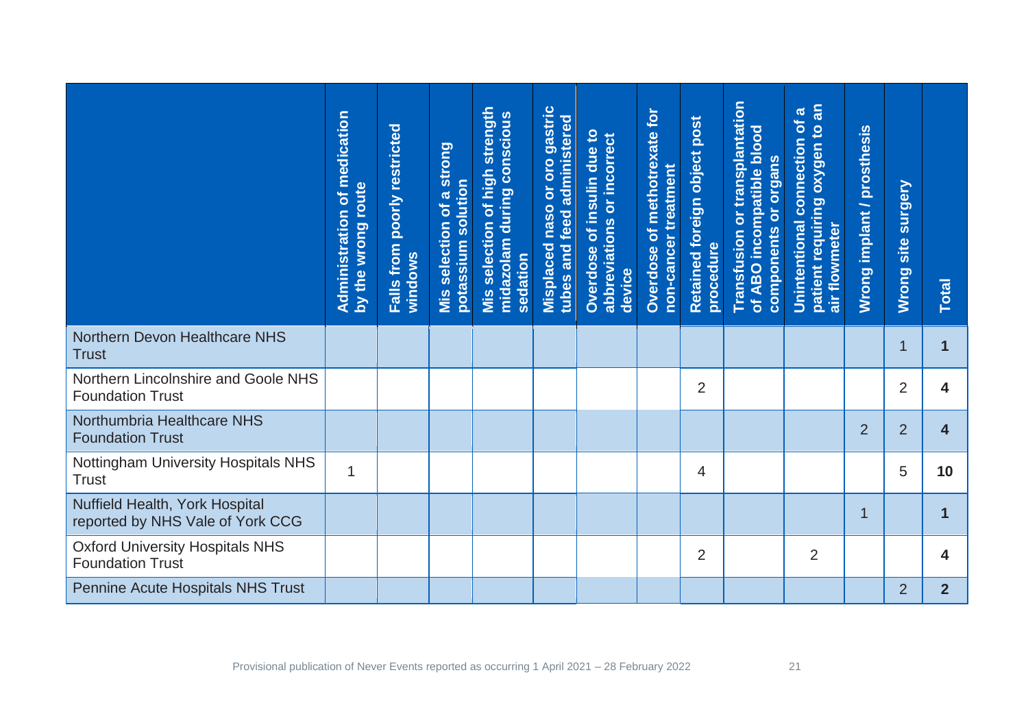| | Administration of medication by the wrong route | Falls from poorly restricted windows | Mis selection of a strong potassium solution | Mis selection of high strength midazolam during conscious sedation | Misplaced naso or oro gastric tubes and feed administered | Overdose of insulin due to abbreviations or incorrect device | Overdose of methotrexate for non-cancer treatment | Retained foreign object post procedure | Transfusion or transplantation of ABO incompatible blood components or organs | Unintentional connection of a patient requiring oxygen to an air flowmeter | Wrong implant / prosthesis | Wrong site surgery | Total |
|---|---|---|---|---|---|---|---|---|---|---|---|---|---|
| Northern Devon Healthcare NHS Trust | | | | | | | | | | | | 1 | **1** |
| Northern Lincolnshire and Goole NHS Foundation Trust | | | | | | | | 2 | | | | 2 | **4** |
| Northumbria Healthcare NHS Foundation Trust | | | | | | | | | | | 2 | 2 | **4** |
| Nottingham University Hospitals NHS Trust | 1 | | | | | | | 4 | | | | 5 | **10** |
| Nuffield Health, York Hospital reported by NHS Vale of York CCG | | | | | | | | | | | 1 | | **1** |
| Oxford University Hospitals NHS Foundation Trust | | | | | | | | 2 | | 2 | | | **4** |
| Pennine Acute Hospitals NHS Trust | | | | | | | | | | | | 2 | **2** |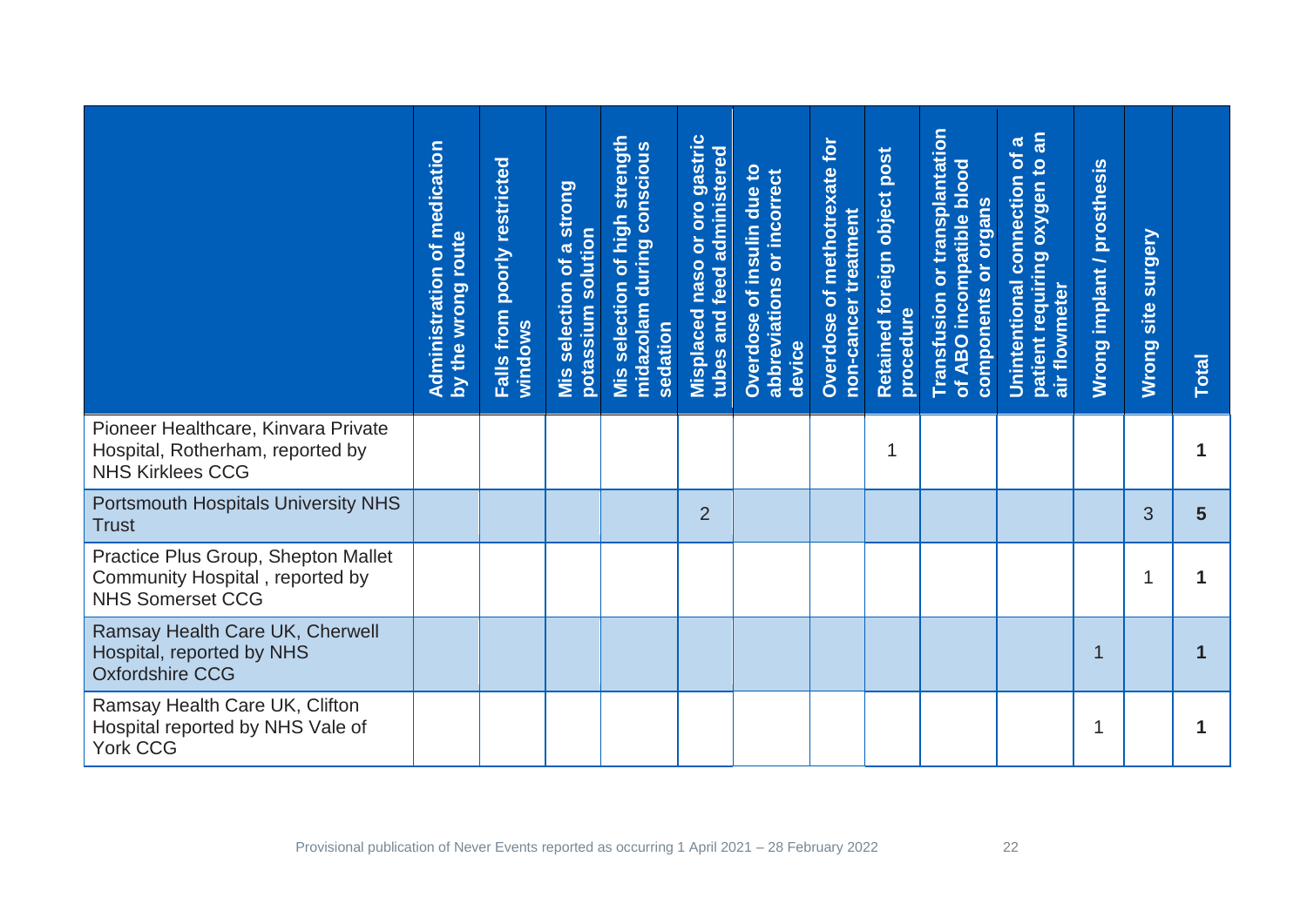| | Administration of medication by the wrong route | Falls from poorly restricted windows | Mis selection of a strong potassium solution | Mis selection of high strength midazolam during conscious sedation | Misplaced naso or oro gastric tubes and feed administered | Overdose of insulin due to abbreviations or incorrect device | Overdose of methotrexate for non-cancer treatment | Retained foreign object post procedure | Transfusion or transplantation of ABO incompatible blood components or organs | Unintentional connection of a patient requiring oxygen to an air flowmeter | Wrong implant / prosthesis | Wrong site surgery | Total |
|---|---|---|---|---|---|---|---|---|---|---|---|---|---|
| Pioneer Healthcare, Kinvara Private Hospital, Rotherham, reported by NHS Kirklees CCG | | | | | | | | 1 | | | | | **1** |
| Portsmouth Hospitals University NHS Trust | | | | | 2 | | | | | | | 3 | **5** |
| Practice Plus Group, Shepton Mallet Community Hospital , reported by NHS Somerset CCG | | | | | | | | | | | | 1 | **1** |
| Ramsay Health Care UK, Cherwell Hospital, reported by NHS Oxfordshire CCG | | | | | | | | | | | 1 | | **1** |
| Ramsay Health Care UK, Clifton Hospital reported by NHS Vale of York CCG | | | | | | | | | | | 1 | | **1** |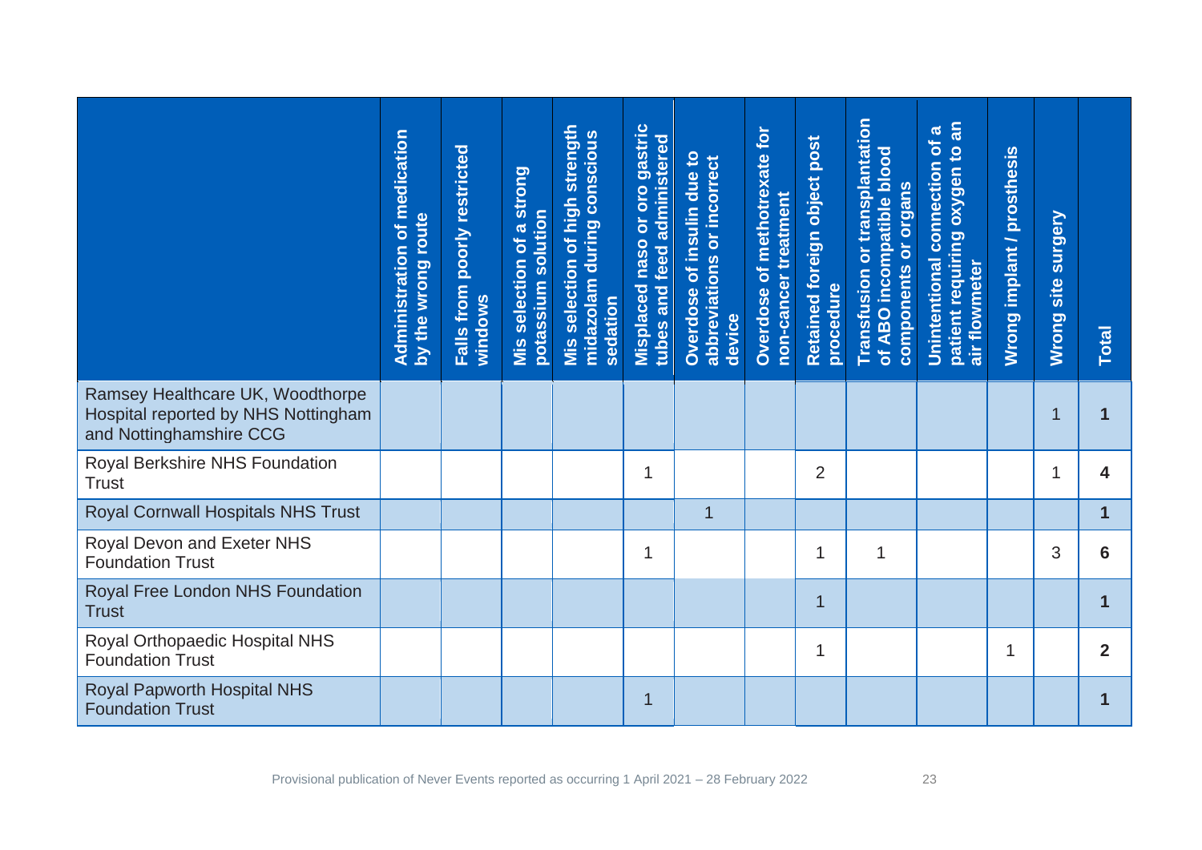| | Administration of medication by the wrong route | Falls from poorly restricted windows | Mis selection of a strong potassium solution | Mis selection of high strength midazolam during conscious sedation | Misplaced naso or oro gastric tubes and feed administered | Overdose of insulin due to abbreviations or incorrect device | Overdose of methotrexate for non-cancer treatment | Retained foreign object post procedure | Transfusion or transplantation of ABO incompatible blood components or organs | Unintentional connection of a patient requiring oxygen to an air flowmeter | Wrong implant / prosthesis | Wrong site surgery | Total |
|---|---|---|---|---|---|---|---|---|---|---|---|---|---|
| Ramsey Healthcare UK, Woodthorpe Hospital reported by NHS Nottingham and Nottinghamshire CCG | | | | | | | | | | | | 1 | **1** |
| Royal Berkshire NHS Foundation Trust | | | | | 1 | | | 2 | | | | 1 | **4** |
| Royal Cornwall Hospitals NHS Trust | | | | | | 1 | | | | | | | **1** |
| Royal Devon and Exeter NHS Foundation Trust | | | | | 1 | | | 1 | 1 | | | 3 | **6** |
| Royal Free London NHS Foundation Trust | | | | | | | | 1 | | | | | **1** |
| Royal Orthopaedic Hospital NHS Foundation Trust | | | | | | | | 1 | | | 1 | | **2** |
| Royal Papworth Hospital NHS Foundation Trust | | | | | 1 | | | | | | | | **1** |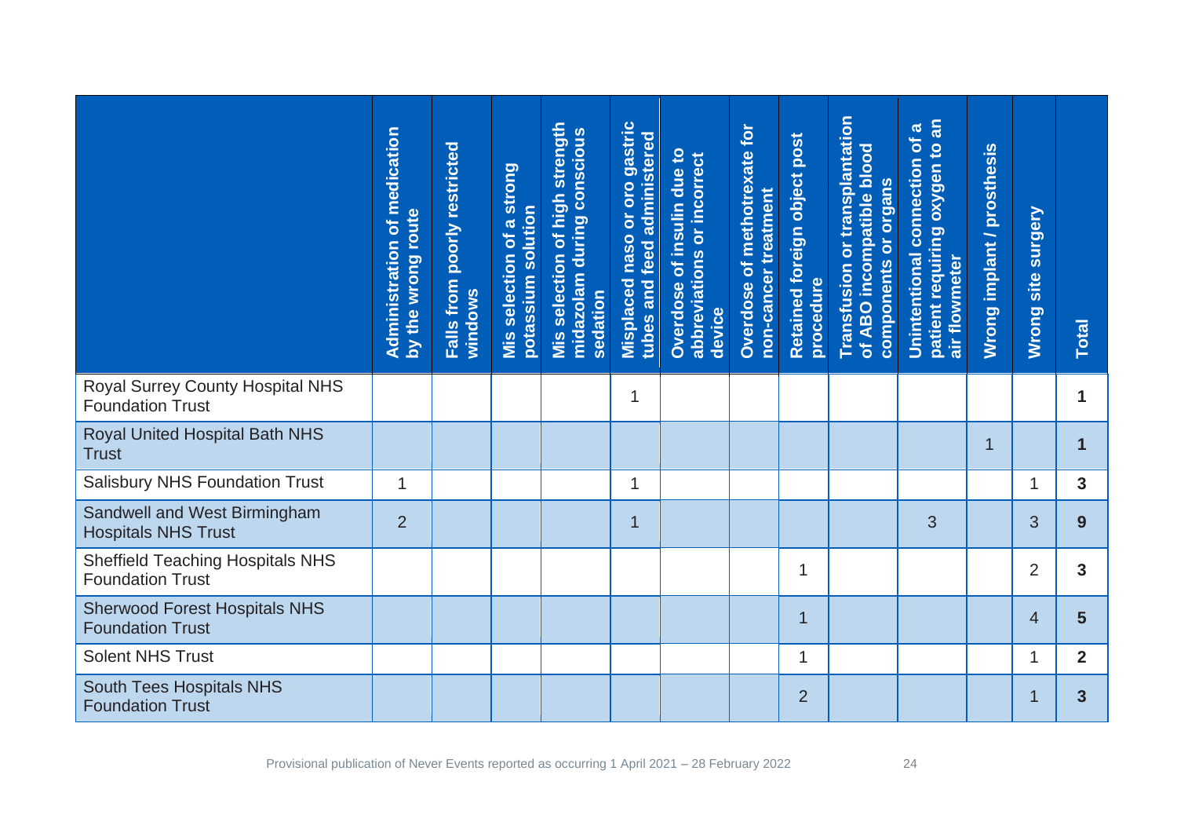| | Administration of medication by the wrong route | Falls from poorly restricted windows | Mis selection of a strong potassium solution | Mis selection of high strength midazolam during conscious sedation | Misplaced naso or oro gastric tubes and feed administered | Overdose of insulin due to abbreviations or incorrect device | Overdose of methotrexate for non-cancer treatment | Retained foreign object post procedure | Transfusion or transplantation of ABO incompatible blood components or organs | Unintentional connection of a patient requiring oxygen to an air flowmeter | Wrong implant / prosthesis | Wrong site surgery | Total |
|---|---|---|---|---|---|---|---|---|---|---|---|---|---|
| Royal Surrey County Hospital NHS Foundation Trust | | | | | 1 | | | | | | | | **1** |
| Royal United Hospital Bath NHS Trust | | | | | | | | | | | 1 | | **1** |
| Salisbury NHS Foundation Trust | 1 | | | | 1 | | | | | | | 1 | **3** |
| Sandwell and West Birmingham Hospitals NHS Trust | 2 | | | | 1 | | | | | 3 | | 3 | **9** |
| Sheffield Teaching Hospitals NHS Foundation Trust | | | | | | | | 1 | | | | 2 | **3** |
| Sherwood Forest Hospitals NHS Foundation Trust | | | | | | | | 1 | | | | 4 | **5** |
| Solent NHS Trust | | | | | | | | 1 | | | | 1 | **2** |
| South Tees Hospitals NHS Foundation Trust | | | | | | | | 2 | | | | 1 | **3** |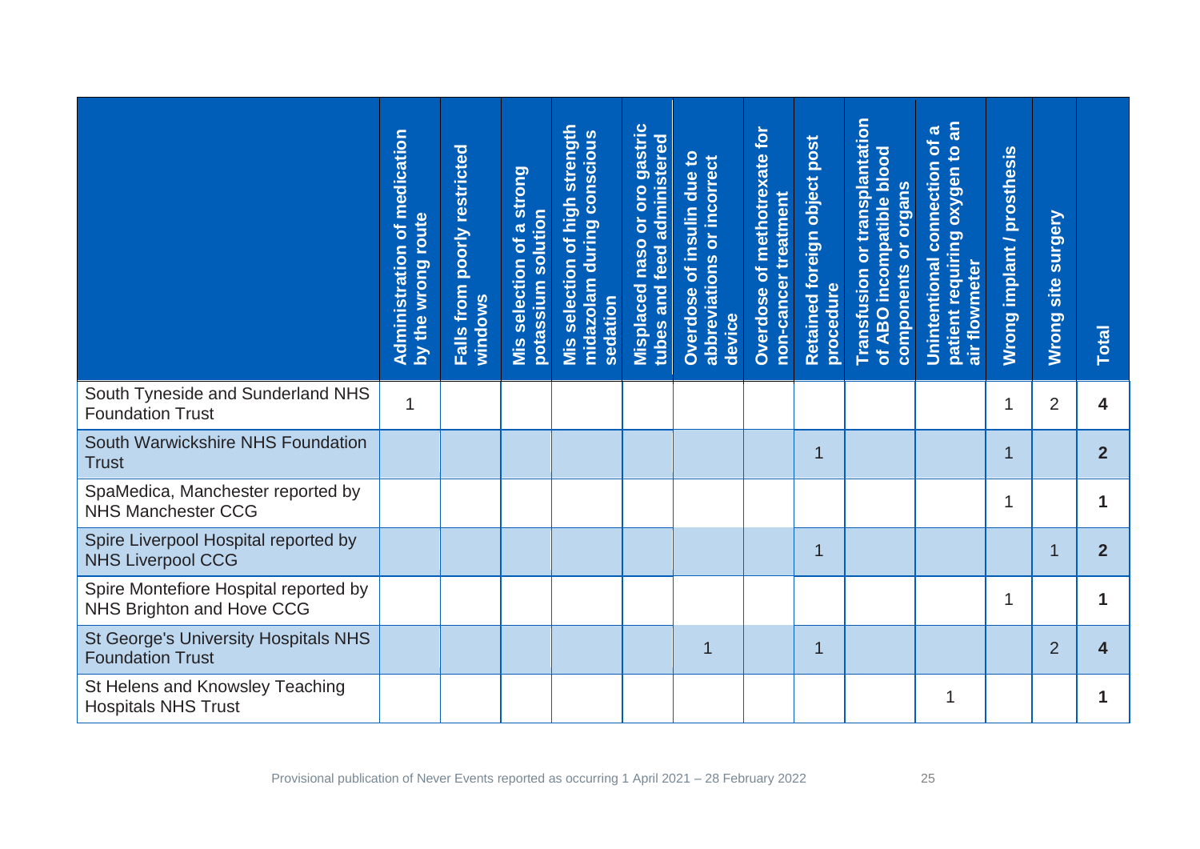| | Administration of medication by the wrong route | Falls from poorly restricted windows | Mis selection of a strong potassium solution | Mis selection of high strength midazolam during conscious sedation | Misplaced naso or oro gastric tubes and feed administered | Overdose of insulin due to abbreviations or incorrect device | Overdose of methotrexate for non-cancer treatment | Retained foreign object post procedure | Transfusion or transplantation of ABO incompatible blood components or organs | Unintentional connection of a patient requiring oxygen to an air flowmeter | Wrong implant / prosthesis | Wrong site surgery | Total |
|---|---|---|---|---|---|---|---|---|---|---|---|---|---|
| South Tyneside and Sunderland NHS Foundation Trust | 1 | | | | | | | | | | 1 | 2 | **4** |
| South Warwickshire NHS Foundation Trust | | | | | | | | 1 | | | 1 | | **2** |
| SpaMedica, Manchester reported by NHS Manchester CCG | | | | | | | | | | | 1 | | **1** |
| Spire Liverpool Hospital reported by NHS Liverpool CCG | | | | | | | | 1 | | | | 1 | **2** |
| Spire Montefiore Hospital reported by NHS Brighton and Hove CCG | | | | | | | | | | | 1 | | **1** |
| St George's University Hospitals NHS Foundation Trust | | | | | | 1 | | 1 | | | | 2 | **4** |
| St Helens and Knowsley Teaching Hospitals NHS Trust | | | | | | | | | | 1 | | | **1** |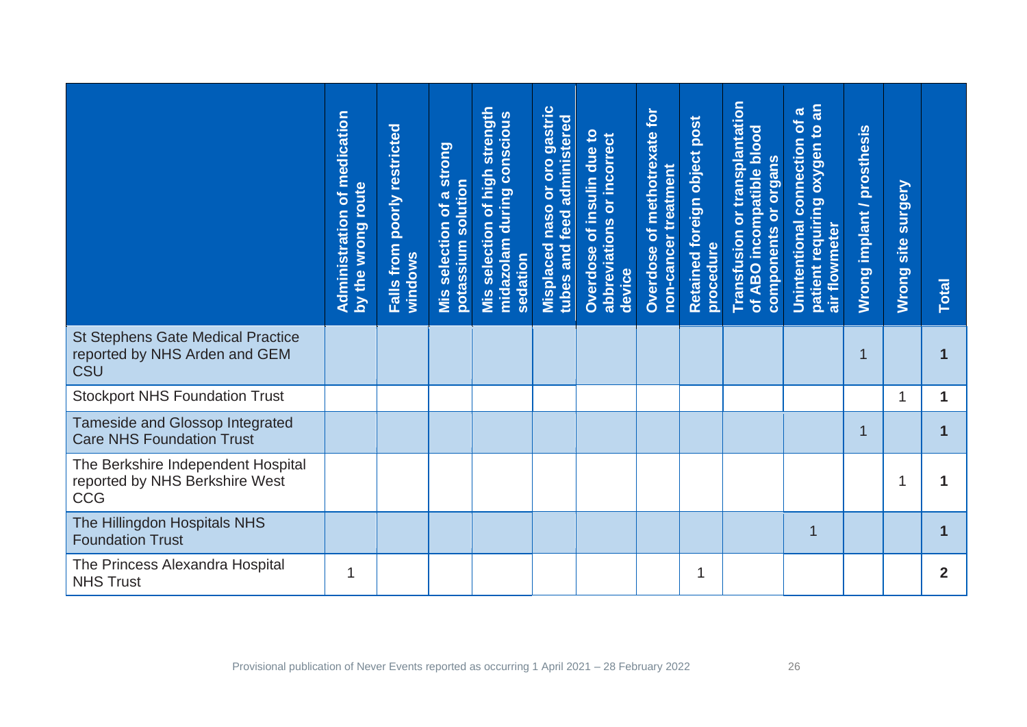| | Administration of medication by the wrong route | Falls from poorly restricted windows | Mis selection of a strong potassium solution | Mis selection of high strength midazolam during conscious sedation | Misplaced naso or oro gastric tubes and feed administered | Overdose of insulin due to abbreviations or incorrect device | Overdose of methotrexate for non-cancer treatment | Retained foreign object post procedure | Transfusion or transplantation of ABO incompatible blood components or organs | Unintentional connection of a patient requiring oxygen to an air flowmeter | Wrong implant / prosthesis | Wrong site surgery | Total |
|---|---|---|---|---|---|---|---|---|---|---|---|---|---|
| St Stephens Gate Medical Practice reported by NHS Arden and GEM CSU | | | | | | | | | | | 1 | | **1** |
| Stockport NHS Foundation Trust | | | | | | | | | | | | 1 | **1** |
| Tameside and Glossop Integrated Care NHS Foundation Trust | | | | | | | | | | | 1 | | **1** |
| The Berkshire Independent Hospital reported by NHS Berkshire West CCG | | | | | | | | | | | | 1 | **1** |
| The Hillingdon Hospitals NHS Foundation Trust | | | | | | | | | | 1 | | | **1** |
| The Princess Alexandra Hospital NHS Trust | 1 | | | | | | | 1 | | | | | **2** |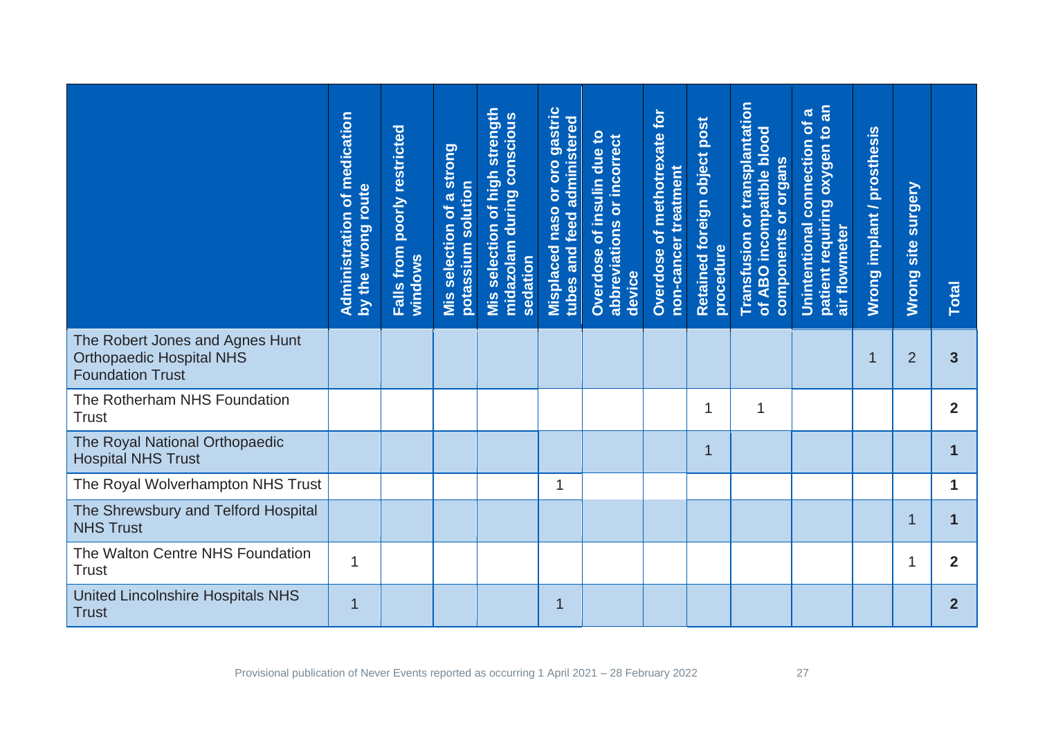| | Administration of medication by the wrong route | Falls from poorly restricted windows | Mis selection of a strong potassium solution | Mis selection of high strength midazolam during conscious sedation | Misplaced naso or oro gastric tubes and feed administered | Overdose of insulin due to abbreviations or incorrect device | Overdose of methotrexate for non-cancer treatment | Retained foreign object post procedure | Transfusion or transplantation of ABO incompatible blood components or organs | Unintentional connection of a patient requiring oxygen to an air flowmeter | Wrong implant / prosthesis | Wrong site surgery | Total |
|---|---|---|---|---|---|---|---|---|---|---|---|---|---|
| The Robert Jones and Agnes Hunt Orthopaedic Hospital NHS Foundation Trust | | | | | | | | | | | 1 | 2 | **3** |
| The Rotherham NHS Foundation Trust | | | | | | | | 1 | 1 | | | | **2** |
| The Royal National Orthopaedic Hospital NHS Trust | | | | | | | | 1 | | | | | **1** |
| The Royal Wolverhampton NHS Trust | | | | | 1 | | | | | | | | **1** |
| The Shrewsbury and Telford Hospital NHS Trust | | | | | | | | | | | | 1 | **1** |
| The Walton Centre NHS Foundation Trust | 1 | | | | | | | | | | | 1 | **2** |
| United Lincolnshire Hospitals NHS Trust | 1 | | | | 1 | | | | | | | | **2** |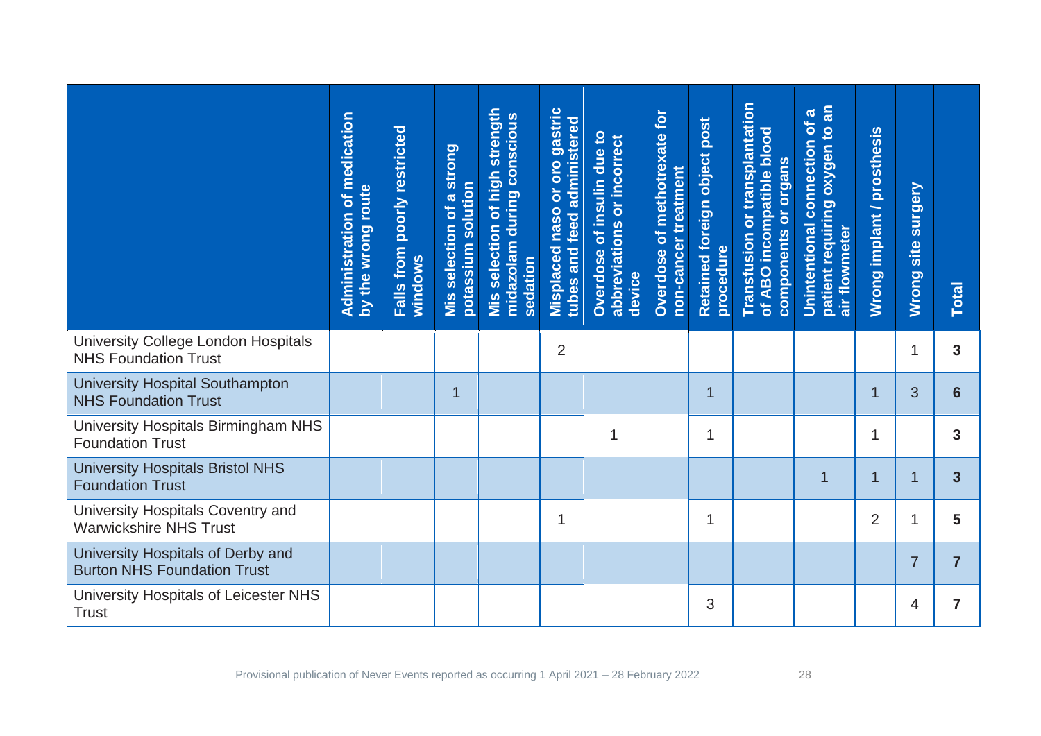| | Administration of medication by the wrong route | Falls from poorly restricted windows | Mis selection of a strong potassium solution | Mis selection of high strength midazolam during conscious sedation | Misplaced naso or oro gastric tubes and feed administered | Overdose of insulin due to abbreviations or incorrect device | Overdose of methotrexate for non-cancer treatment | Retained foreign object post procedure | Transfusion or transplantation of ABO incompatible blood components or organs | Unintentional connection of a patient requiring oxygen to an air flowmeter | Wrong implant / prosthesis | Wrong site surgery | Total |
|---|---|---|---|---|---|---|---|---|---|---|---|---|---|
| University College London Hospitals NHS Foundation Trust | | | | | 2 | | | | | | | 1 | **3** |
| University Hospital Southampton NHS Foundation Trust | | | 1 | | | | | 1 | | | 1 | 3 | **6** |
| University Hospitals Birmingham NHS Foundation Trust | | | | | | 1 | | 1 | | | 1 | | **3** |
| University Hospitals Bristol NHS Foundation Trust | | | | | | | | | | 1 | 1 | 1 | **3** |
| University Hospitals Coventry and Warwickshire NHS Trust | | | | | 1 | | | 1 | | | 2 | 1 | **5** |
| University Hospitals of Derby and Burton NHS Foundation Trust | | | | | | | | | | | | 7 | **7** |
| University Hospitals of Leicester NHS Trust | | | | | | | | 3 | | | | 4 | **7** |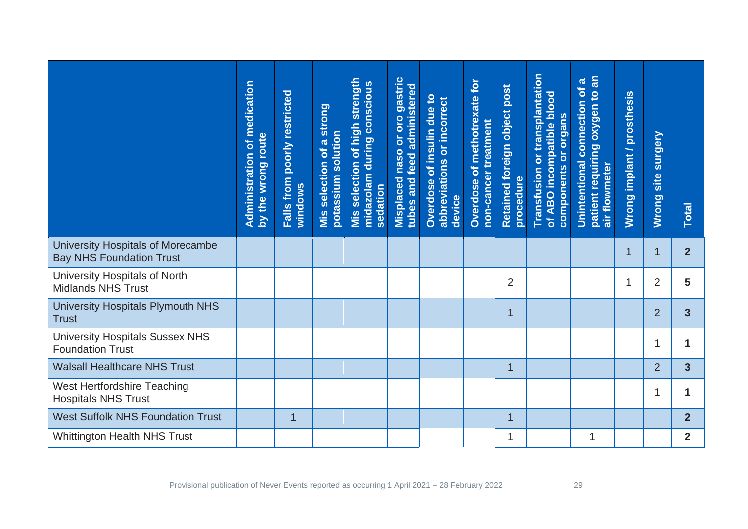| | Administration of medication by the wrong route | Falls from poorly restricted windows | Mis selection of a strong potassium solution | Mis selection of high strength midazolam during conscious sedation | Misplaced naso or oro gastric tubes and feed administered | Overdose of insulin due to abbreviations or incorrect device | Overdose of methotrexate for non-cancer treatment | Retained foreign object post procedure | Transfusion or transplantation of ABO incompatible blood components or organs | Unintentional connection of a patient requiring oxygen to an air flowmeter | Wrong implant / prosthesis | Wrong site surgery | Total |
|---|---|---|---|---|---|---|---|---|---|---|---|---|---|
| University Hospitals of Morecambe Bay NHS Foundation Trust | | | | | | | | | | | 1 | 1 | **2** |
| University Hospitals of North Midlands NHS Trust | | | | | | | | 2 | | | 1 | 2 | **5** |
| University Hospitals Plymouth NHS Trust | | | | | | | | 1 | | | | 2 | **3** |
| University Hospitals Sussex NHS Foundation Trust | | | | | | | | | | | | 1 | **1** |
| Walsall Healthcare NHS Trust | | | | | | | | 1 | | | | 2 | **3** |
| West Hertfordshire Teaching Hospitals NHS Trust | | | | | | | | | | | | 1 | **1** |
| West Suffolk NHS Foundation Trust | | 1 | | | | | | 1 | | | | | **2** |
| Whittington Health NHS Trust | | | | | | | | 1 | | 1 | | | **2** |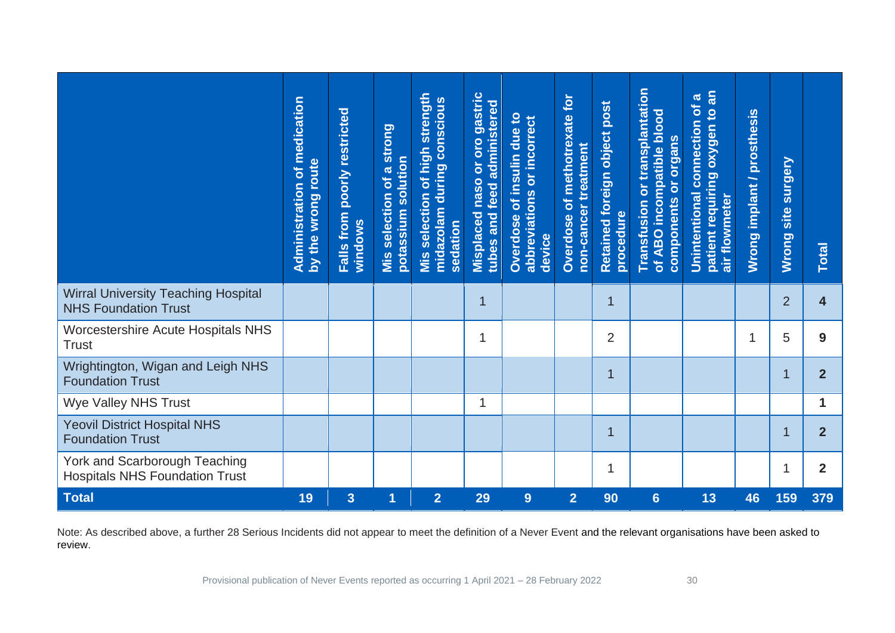| | Administration of medication by the wrong route | Falls from poorly restricted windows | Mis selection of a strong potassium solution | Mis selection of high strength midazolam during conscious sedation | Misplaced naso or oro gastric tubes and feed administered | Overdose of insulin due to abbreviations or incorrect device | Overdose of methotrexate for non-cancer treatment | Retained foreign object post procedure | Transfusion or transplantation of ABO incompatible blood components or organs | Unintentional connection of a patient requiring oxygen to an air flowmeter | Wrong implant / prosthesis | Wrong site surgery | Total |
|---|---|---|---|---|---|---|---|---|---|---|---|---|---|
| Wirral University Teaching Hospital NHS Foundation Trust | | | | | 1 | | | 1 | | | | 2 | **4** |
| Worcestershire Acute Hospitals NHS Trust | | | | | 1 | | | 2 | | | 1 | 5 | **9** |
| Wrightington, Wigan and Leigh NHS Foundation Trust | | | | | | | | 1 | | | | 1 | **2** |
| Wye Valley NHS Trust | | | | | 1 | | | | | | | | **1** |
| Yeovil District Hospital NHS Foundation Trust | | | | | | | | 1 | | | | 1 | **2** |
| York and Scarborough Teaching Hospitals NHS Foundation Trust | | | | | | | | 1 | | | | 1 | **2** |
| **Total** | **19** | **3** | **1** | **2** | **29** | **9** | **2** | **90** | **6** | **13** | **46** | **159** | **379** |

Note: As described above, a further 28 Serious Incidents did not appear to meet the definition of a Never Event and the relevant organisations have been asked to review.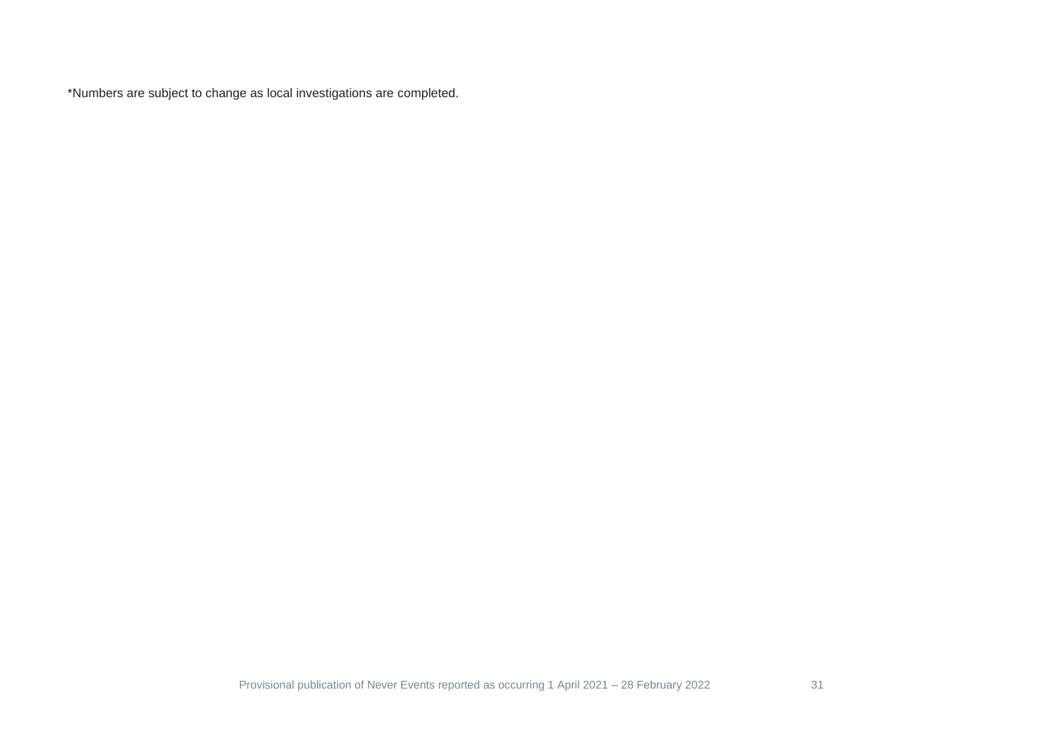*Numbers are subject to change as local investigations are completed.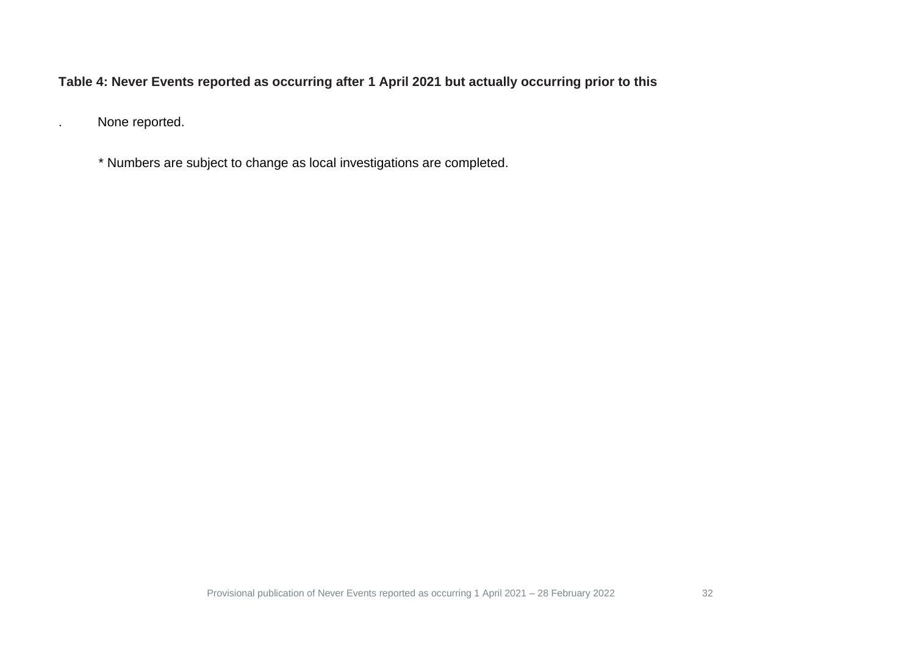**Table 4: Never Events reported as occurring after 1 April 2021 but actually occurring prior to this**

. None reported.

\* Numbers are subject to change as local investigations are completed.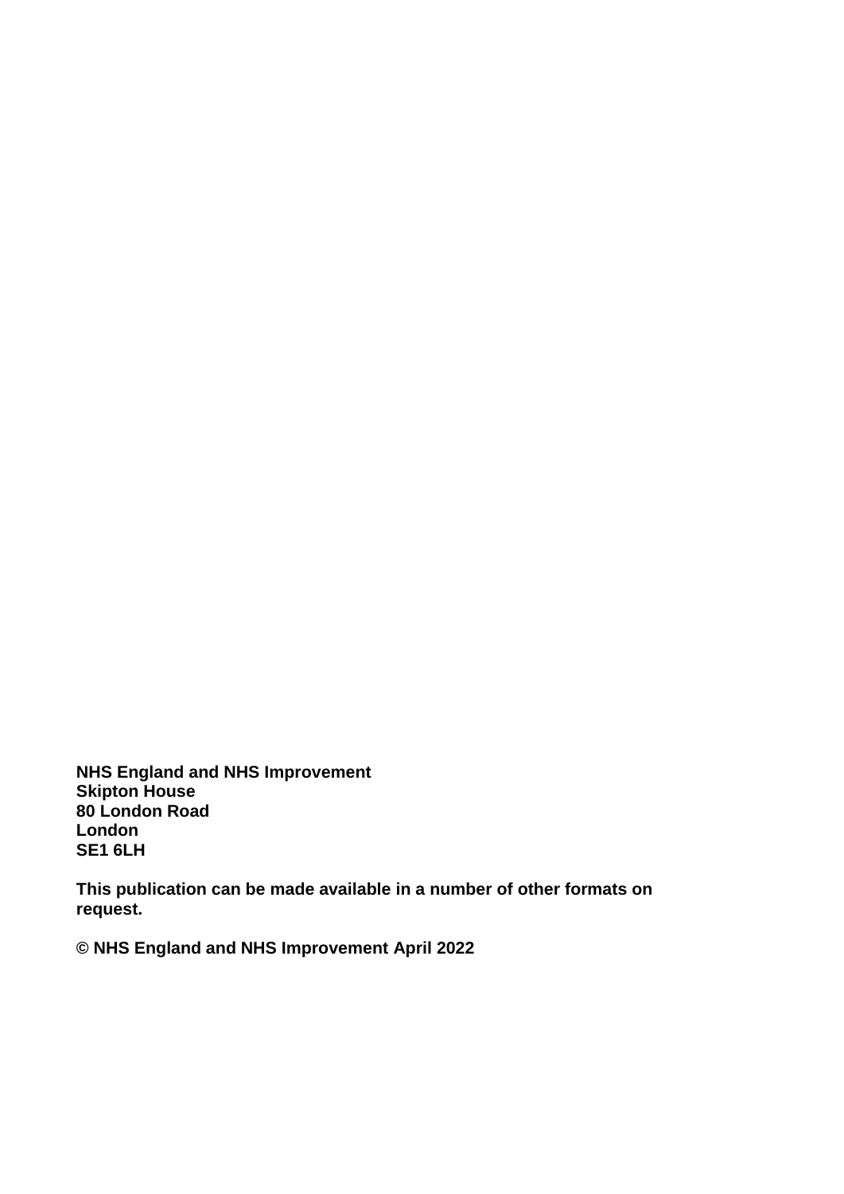**NHS England and NHS Improvement**
**Skipton House**
**80 London Road**
**London**
**SE1 6LH**

**This publication can be made available in a number of other formats on request.**

**© NHS England and NHS Improvement April 2022**